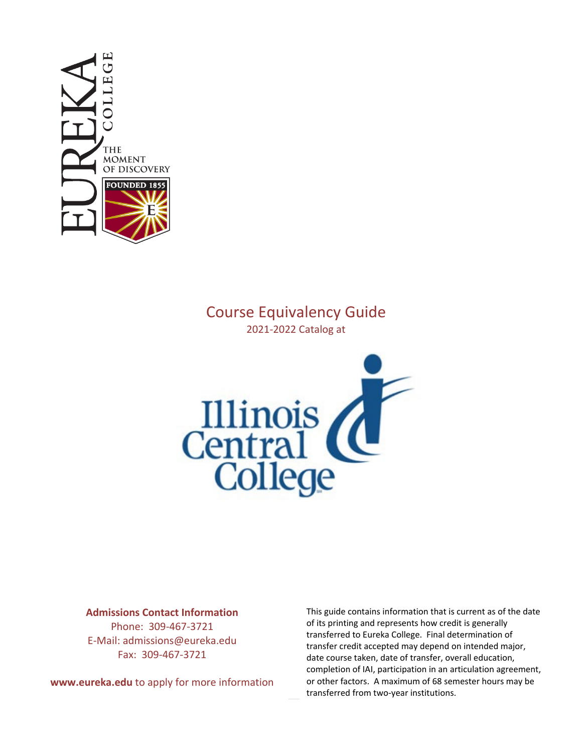EUREKA COLLEGE

THE MOMENT OF DISCOVERY

FOUNDED 1855

# Course Equivalency Guide

2021-2022 Catalog at

Illinois Central College

**Admissions Contact Information**

Phone: 309-467-3721

E-Mail: admissions@eureka.edu

Fax: 309-467-3721

**www.eureka.edu** to apply for more information

This guide contains information that is current as of the date of its printing and represents how credit is generally transferred to Eureka College. Final determination of transfer credit accepted may depend on intended major, date course taken, date of transfer, overall education, completion of IAI, participation in an articulation agreement, or other factors. A maximum of 68 semester hours may be transferred from two-year institutions.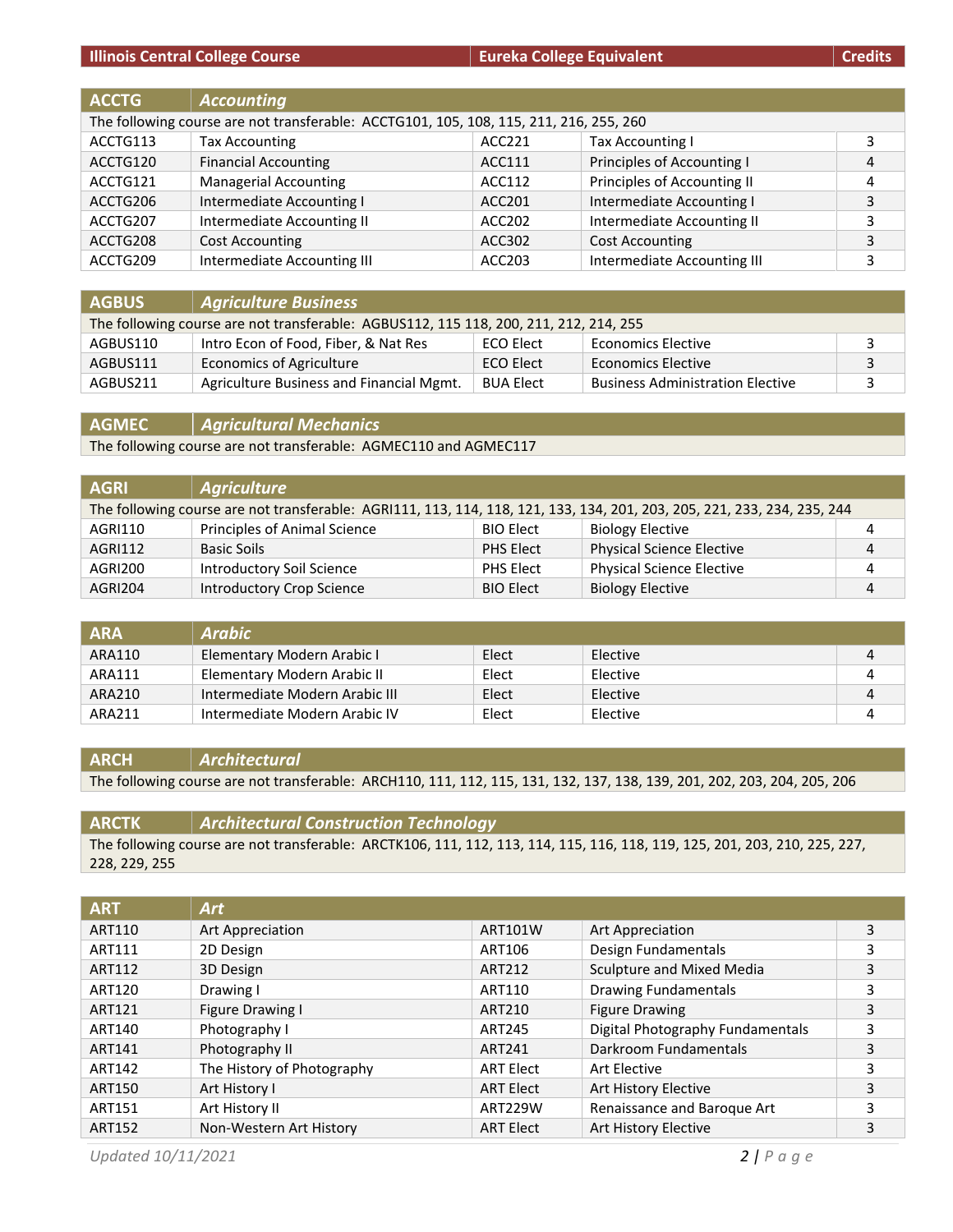| Illinois Central College Course | | Eureka College Equivalent | | Credits |
|---|---|---|---|---|
| **ACCTG** | ***Accounting*** | | | |
| The following course are not transferable: ACCTG101, 105, 108, 115, 211, 216, 255, 260 | | | | |
| ACCTG113 | Tax Accounting | ACC221 | Tax Accounting I | 3 |
| ACCTG120 | Financial Accounting | ACC111 | Principles of Accounting I | 4 |
| ACCTG121 | Managerial Accounting | ACC112 | Principles of Accounting II | 4 |
| ACCTG206 | Intermediate Accounting I | ACC201 | Intermediate Accounting I | 3 |
| ACCTG207 | Intermediate Accounting II | ACC202 | Intermediate Accounting II | 3 |
| ACCTG208 | Cost Accounting | ACC302 | Cost Accounting | 3 |
| ACCTG209 | Intermediate Accounting III | ACC203 | Intermediate Accounting III | 3 |
| **AGBUS** | ***Agriculture Business*** | | | |
| The following course are not transferable: AGBUS112, 115 118, 200, 211, 212, 214, 255 | | | | |
| AGBUS110 | Intro Econ of Food, Fiber, & Nat Res | ECO Elect | Economics Elective | 3 |
| AGBUS111 | Economics of Agriculture | ECO Elect | Economics Elective | 3 |
| AGBUS211 | Agriculture Business and Financial Mgmt. | BUA Elect | Business Administration Elective | 3 |
| **AGMEC** | ***Agricultural Mechanics*** | | | |
| The following course are not transferable: AGMEC110 and AGMEC117 | | | | |
| **AGRI** | ***Agriculture*** | | | |
| The following course are not transferable: AGRI111, 113, 114, 118, 121, 133, 134, 201, 203, 205, 221, 233, 234, 235, 244 | | | | |
| AGRI110 | Principles of Animal Science | BIO Elect | Biology Elective | 4 |
| AGRI112 | Basic Soils | PHS Elect | Physical Science Elective | 4 |
| AGRI200 | Introductory Soil Science | PHS Elect | Physical Science Elective | 4 |
| AGRI204 | Introductory Crop Science | BIO Elect | Biology Elective | 4 |
| **ARA** | ***Arabic*** | | | |
| ARA110 | Elementary Modern Arabic I | Elect | Elective | 4 |
| ARA111 | Elementary Modern Arabic II | Elect | Elective | 4 |
| ARA210 | Intermediate Modern Arabic III | Elect | Elective | 4 |
| ARA211 | Intermediate Modern Arabic IV | Elect | Elective | 4 |
| **ARCH** | ***Architectural*** | | | |
| The following course are not transferable: ARCH110, 111, 112, 115, 131, 132, 137, 138, 139, 201, 202, 203, 204, 205, 206 | | | | |
| **ARCTK** | ***Architectural Construction Technology*** | | | |
| The following course are not transferable: ARCTK106, 111, 112, 113, 114, 115, 116, 118, 119, 125, 201, 203, 210, 225, 227, 228, 229, 255 | | | | |
| **ART** | ***Art*** | | | |
| ART110 | Art Appreciation | ART101W | Art Appreciation | 3 |
| ART111 | 2D Design | ART106 | Design Fundamentals | 3 |
| ART112 | 3D Design | ART212 | Sculpture and Mixed Media | 3 |
| ART120 | Drawing I | ART110 | Drawing Fundamentals | 3 |
| ART121 | Figure Drawing I | ART210 | Figure Drawing | 3 |
| ART140 | Photography I | ART245 | Digital Photography Fundamentals | 3 |
| ART141 | Photography II | ART241 | Darkroom Fundamentals | 3 |
| ART142 | The History of Photography | ART Elect | Art Elective | 3 |
| ART150 | Art History I | ART Elect | Art History Elective | 3 |
| ART151 | Art History II | ART229W | Renaissance and Baroque Art | 3 |
| ART152 | Non-Western Art History | ART Elect | Art History Elective | 3 |

*Updated 10/11/2021*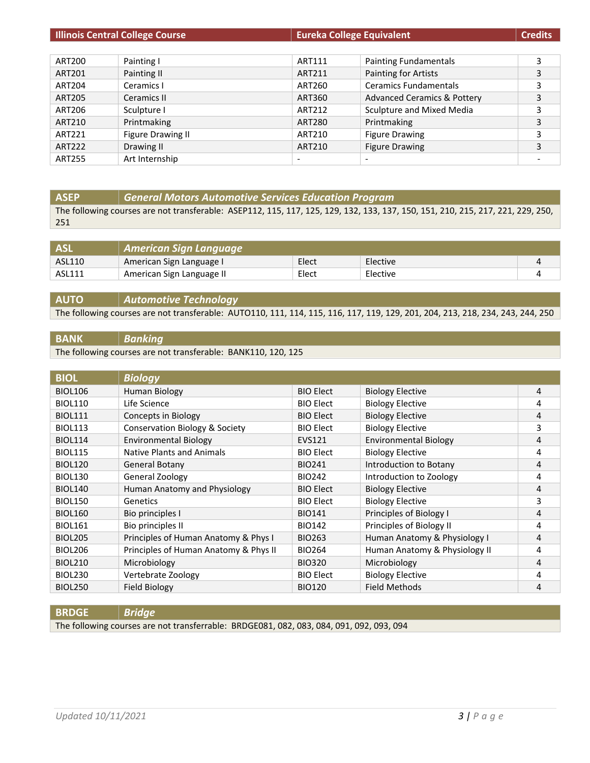| Illinois Central College Course | | Eureka College Equivalent | | Credits |
|---|---|---|---|---|
| ART200 | Painting I | ART111 | Painting Fundamentals | 3 |
| ART201 | Painting II | ART211 | Painting for Artists | 3 |
| ART204 | Ceramics I | ART260 | Ceramics Fundamentals | 3 |
| ART205 | Ceramics II | ART360 | Advanced Ceramics & Pottery | 3 |
| ART206 | Sculpture I | ART212 | Sculpture and Mixed Media | 3 |
| ART210 | Printmaking | ART280 | Printmaking | 3 |
| ART221 | Figure Drawing II | ART210 | Figure Drawing | 3 |
| ART222 | Drawing II | ART210 | Figure Drawing | 3 |
| ART255 | Art Internship | - | - | - |

| ASEP | *General Motors Automotive Services Education Program* |
|---|---|
| The following courses are not transferable: ASEP112, 115, 117, 125, 129, 132, 133, 137, 150, 151, 210, 215, 217, 221, 229, 250, 251 | |

| ASL | *American Sign Language* | | | |
|---|---|---|---|---|
| ASL110 | American Sign Language I | Elect | Elective | 4 |
| ASL111 | American Sign Language II | Elect | Elective | 4 |

| AUTO | *Automotive Technology* |
|---|---|
| The following courses are not transferable: AUTO110, 111, 114, 115, 116, 117, 119, 129, 201, 204, 213, 218, 234, 243, 244, 250 | |

| BANK | *Banking* |
|---|---|
| The following courses are not transferable: BANK110, 120, 125 | |

| BIOL | *Biology* | | | |
|---|---|---|---|---|
| BIOL106 | Human Biology | BIO Elect | Biology Elective | 4 |
| BIOL110 | Life Science | BIO Elect | Biology Elective | 4 |
| BIOL111 | Concepts in Biology | BIO Elect | Biology Elective | 4 |
| BIOL113 | Conservation Biology & Society | BIO Elect | Biology Elective | 3 |
| BIOL114 | Environmental Biology | EVS121 | Environmental Biology | 4 |
| BIOL115 | Native Plants and Animals | BIO Elect | Biology Elective | 4 |
| BIOL120 | General Botany | BIO241 | Introduction to Botany | 4 |
| BIOL130 | General Zoology | BIO242 | Introduction to Zoology | 4 |
| BIOL140 | Human Anatomy and Physiology | BIO Elect | Biology Elective | 4 |
| BIOL150 | Genetics | BIO Elect | Biology Elective | 3 |
| BIOL160 | Bio principles I | BIO141 | Principles of Biology I | 4 |
| BIOL161 | Bio principles II | BIO142 | Principles of Biology II | 4 |
| BIOL205 | Principles of Human Anatomy & Phys I | BIO263 | Human Anatomy & Physiology I | 4 |
| BIOL206 | Principles of Human Anatomy & Phys II | BIO264 | Human Anatomy & Physiology II | 4 |
| BIOL210 | Microbiology | BIO320 | Microbiology | 4 |
| BIOL230 | Vertebrate Zoology | BIO Elect | Biology Elective | 4 |
| BIOL250 | Field Biology | BIO120 | Field Methods | 4 |

| BRDGE | *Bridge* |
|---|---|
| The following courses are not transferrable: BRDGE081, 082, 083, 084, 091, 092, 093, 094 | |

Updated 10/11/2021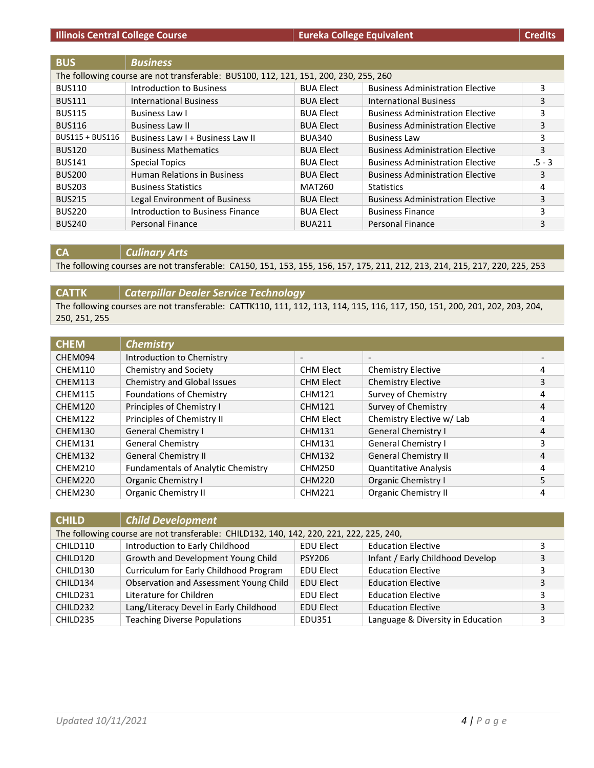| Illinois Central College Course | | Eureka College Equivalent | | Credits |
|---|---|---|---|---|
| **BUS** | ***Business*** | | | |
| The following course are not transferable: BUS100, 112, 121, 151, 200, 230, 255, 260 | | | | |
| BUS110 | Introduction to Business | BUA Elect | Business Administration Elective | 3 |
| BUS111 | International Business | BUA Elect | International Business | 3 |
| BUS115 | Business Law I | BUA Elect | Business Administration Elective | 3 |
| BUS116 | Business Law II | BUA Elect | Business Administration Elective | 3 |
| BUS115 + BUS116 | Business Law I + Business Law II | BUA340 | Business Law | 3 |
| BUS120 | Business Mathematics | BUA Elect | Business Administration Elective | 3 |
| BUS141 | Special Topics | BUA Elect | Business Administration Elective | .5 - 3 |
| BUS200 | Human Relations in Business | BUA Elect | Business Administration Elective | 3 |
| BUS203 | Business Statistics | MAT260 | Statistics | 4 |
| BUS215 | Legal Environment of Business | BUA Elect | Business Administration Elective | 3 |
| BUS220 | Introduction to Business Finance | BUA Elect | Business Finance | 3 |
| BUS240 | Personal Finance | BUA211 | Personal Finance | 3 |

| **CA** | ***Culinary Arts*** |
|---|---|
| The following courses are not transferable: CA150, 151, 153, 155, 156, 157, 175, 211, 212, 213, 214, 215, 217, 220, 225, 253 | |

| **CATTK** | ***Caterpillar Dealer Service Technology*** |
|---|---|
| The following courses are not transferable: CATTK110, 111, 112, 113, 114, 115, 116, 117, 150, 151, 200, 201, 202, 203, 204, 250, 251, 255 | |

| **CHEM** | ***Chemistry*** | | | |
|---|---|---|---|---|
| CHEM094 | Introduction to Chemistry | - | - | - |
| CHEM110 | Chemistry and Society | CHM Elect | Chemistry Elective | 4 |
| CHEM113 | Chemistry and Global Issues | CHM Elect | Chemistry Elective | 3 |
| CHEM115 | Foundations of Chemistry | CHM121 | Survey of Chemistry | 4 |
| CHEM120 | Principles of Chemistry I | CHM121 | Survey of Chemistry | 4 |
| CHEM122 | Principles of Chemistry II | CHM Elect | Chemistry Elective w/ Lab | 4 |
| CHEM130 | General Chemistry I | CHM131 | General Chemistry I | 4 |
| CHEM131 | General Chemistry | CHM131 | General Chemistry I | 3 |
| CHEM132 | General Chemistry II | CHM132 | General Chemistry II | 4 |
| CHEM210 | Fundamentals of Analytic Chemistry | CHM250 | Quantitative Analysis | 4 |
| CHEM220 | Organic Chemistry I | CHM220 | Organic Chemistry I | 5 |
| CHEM230 | Organic Chemistry II | CHM221 | Organic Chemistry II | 4 |

| **CHILD** | ***Child Development*** | | | |
|---|---|---|---|---|
| The following course are not transferable: CHILD132, 140, 142, 220, 221, 222, 225, 240, | | | | |
| CHILD110 | Introduction to Early Childhood | EDU Elect | Education Elective | 3 |
| CHILD120 | Growth and Development Young Child | PSY206 | Infant / Early Childhood Develop | 3 |
| CHILD130 | Curriculum for Early Childhood Program | EDU Elect | Education Elective | 3 |
| CHILD134 | Observation and Assessment Young Child | EDU Elect | Education Elective | 3 |
| CHILD231 | Literature for Children | EDU Elect | Education Elective | 3 |
| CHILD232 | Lang/Literacy Devel in Early Childhood | EDU Elect | Education Elective | 3 |
| CHILD235 | Teaching Diverse Populations | EDU351 | Language & Diversity in Education | 3 |

*Updated 10/11/2021*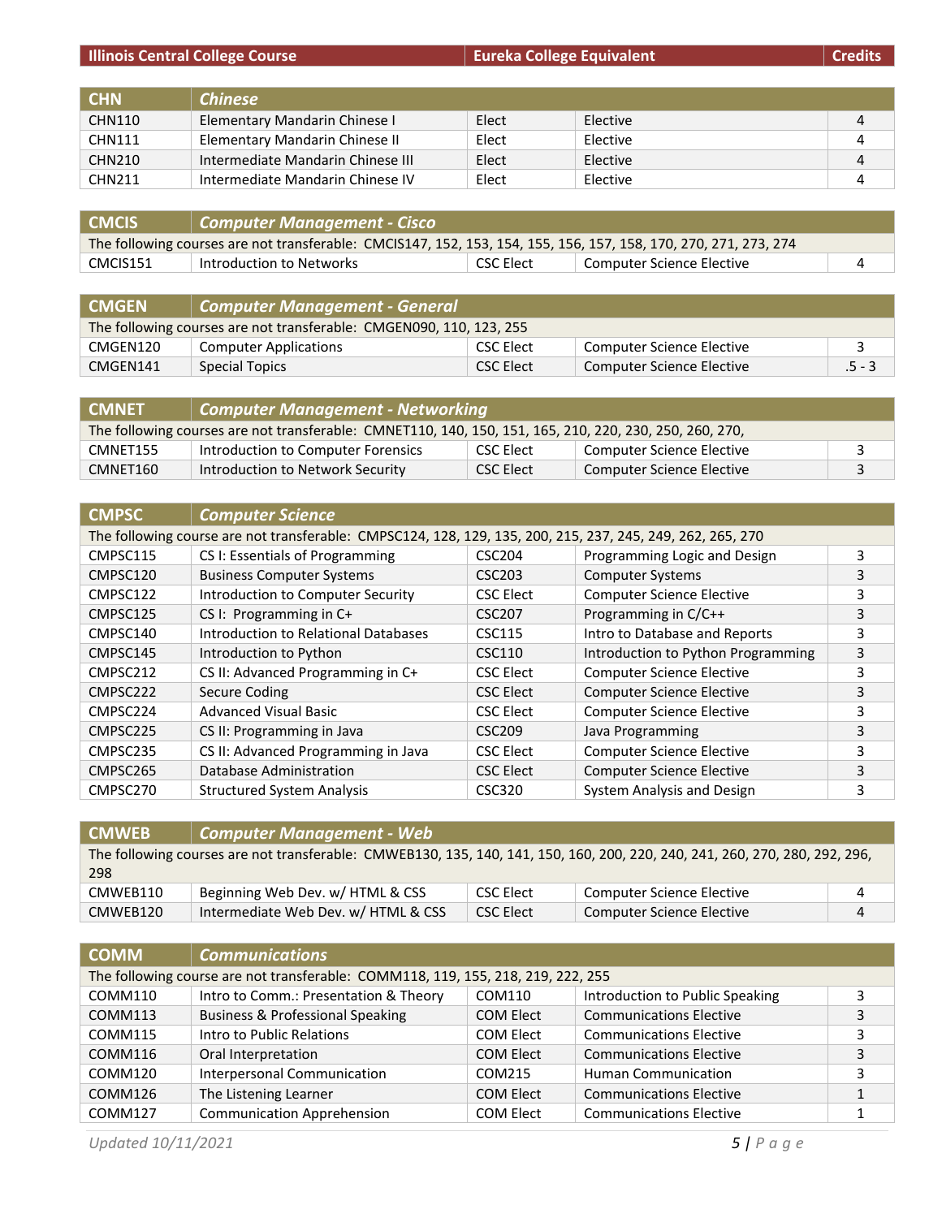| Illinois Central College Course | | Eureka College Equivalent | | Credits |
|---|---|---|---|---|
| **CHN** | ***Chinese*** | | | |
| CHN110 | Elementary Mandarin Chinese I | Elect | Elective | 4 |
| CHN111 | Elementary Mandarin Chinese II | Elect | Elective | 4 |
| CHN210 | Intermediate Mandarin Chinese III | Elect | Elective | 4 |
| CHN211 | Intermediate Mandarin Chinese IV | Elect | Elective | 4 |
| **CMCIS** | ***Computer Management - Cisco*** | | | |
| The following courses are not transferable: CMCIS147, 152, 153, 154, 155, 156, 157, 158, 170, 270, 271, 273, 274 | | | | |
| CMCIS151 | Introduction to Networks | CSC Elect | Computer Science Elective | 4 |
| **CMGEN** | ***Computer Management - General*** | | | |
| The following courses are not transferable: CMGEN090, 110, 123, 255 | | | | |
| CMGEN120 | Computer Applications | CSC Elect | Computer Science Elective | 3 |
| CMGEN141 | Special Topics | CSC Elect | Computer Science Elective | .5 - 3 |
| **CMNET** | ***Computer Management - Networking*** | | | |
| The following courses are not transferable: CMNET110, 140, 150, 151, 165, 210, 220, 230, 250, 260, 270, | | | | |
| CMNET155 | Introduction to Computer Forensics | CSC Elect | Computer Science Elective | 3 |
| CMNET160 | Introduction to Network Security | CSC Elect | Computer Science Elective | 3 |
| **CMPSC** | ***Computer Science*** | | | |
| The following course are not transferable: CMPSC124, 128, 129, 135, 200, 215, 237, 245, 249, 262, 265, 270 | | | | |
| CMPSC115 | CS I: Essentials of Programming | CSC204 | Programming Logic and Design | 3 |
| CMPSC120 | Business Computer Systems | CSC203 | Computer Systems | 3 |
| CMPSC122 | Introduction to Computer Security | CSC Elect | Computer Science Elective | 3 |
| CMPSC125 | CS I: Programming in C+ | CSC207 | Programming in C/C++ | 3 |
| CMPSC140 | Introduction to Relational Databases | CSC115 | Intro to Database and Reports | 3 |
| CMPSC145 | Introduction to Python | CSC110 | Introduction to Python Programming | 3 |
| CMPSC212 | CS II: Advanced Programming in C+ | CSC Elect | Computer Science Elective | 3 |
| CMPSC222 | Secure Coding | CSC Elect | Computer Science Elective | 3 |
| CMPSC224 | Advanced Visual Basic | CSC Elect | Computer Science Elective | 3 |
| CMPSC225 | CS II: Programming in Java | CSC209 | Java Programming | 3 |
| CMPSC235 | CS II: Advanced Programming in Java | CSC Elect | Computer Science Elective | 3 |
| CMPSC265 | Database Administration | CSC Elect | Computer Science Elective | 3 |
| CMPSC270 | Structured System Analysis | CSC320 | System Analysis and Design | 3 |
| **CMWEB** | ***Computer Management - Web*** | | | |
| The following courses are not transferable: CMWEB130, 135, 140, 141, 150, 160, 200, 220, 240, 241, 260, 270, 280, 292, 296, 298 | | | | |
| CMWEB110 | Beginning Web Dev. w/ HTML & CSS | CSC Elect | Computer Science Elective | 4 |
| CMWEB120 | Intermediate Web Dev. w/ HTML & CSS | CSC Elect | Computer Science Elective | 4 |
| **COMM** | ***Communications*** | | | |
| The following course are not transferable: COMM118, 119, 155, 218, 219, 222, 255 | | | | |
| COMM110 | Intro to Comm.: Presentation & Theory | COM110 | Introduction to Public Speaking | 3 |
| COMM113 | Business & Professional Speaking | COM Elect | Communications Elective | 3 |
| COMM115 | Intro to Public Relations | COM Elect | Communications Elective | 3 |
| COMM116 | Oral Interpretation | COM Elect | Communications Elective | 3 |
| COMM120 | Interpersonal Communication | COM215 | Human Communication | 3 |
| COMM126 | The Listening Learner | COM Elect | Communications Elective | 1 |
| COMM127 | Communication Apprehension | COM Elect | Communications Elective | 1 |

*Updated 10/11/2021*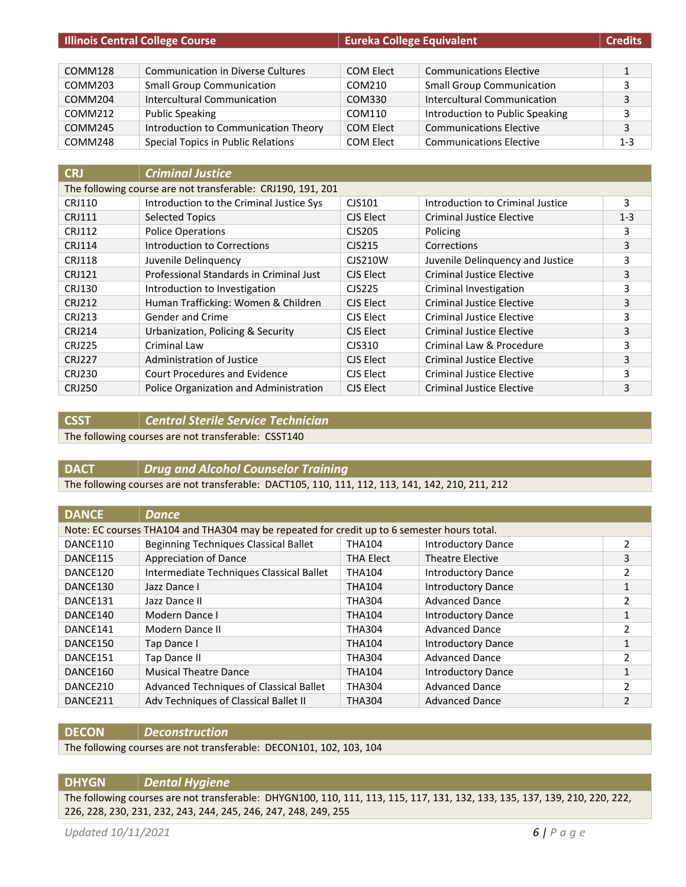| Illinois Central College Course | | Eureka College Equivalent | | Credits |
|---|---|---|---|---|
| COMM128 | Communication in Diverse Cultures | COM Elect | Communications Elective | 1 |
| COMM203 | Small Group Communication | COM210 | Small Group Communication | 3 |
| COMM204 | Intercultural Communication | COM330 | Intercultural Communication | 3 |
| COMM212 | Public Speaking | COM110 | Introduction to Public Speaking | 3 |
| COMM245 | Introduction to Communication Theory | COM Elect | Communications Elective | 3 |
| COMM248 | Special Topics in Public Relations | COM Elect | Communications Elective | 1-3 |

| CRJ | *Criminal Justice* | | | |
|---|---|---|---|---|
| The following course are not transferable: CRJ190, 191, 201 | | | | |
| CRJ110 | Introduction to the Criminal Justice Sys | CJS101 | Introduction to Criminal Justice | 3 |
| CRJ111 | Selected Topics | CJS Elect | Criminal Justice Elective | 1-3 |
| CRJ112 | Police Operations | CJS205 | Policing | 3 |
| CRJ114 | Introduction to Corrections | CJS215 | Corrections | 3 |
| CRJ118 | Juvenile Delinquency | CJS210W | Juvenile Delinquency and Justice | 3 |
| CRJ121 | Professional Standards in Criminal Just | CJS Elect | Criminal Justice Elective | 3 |
| CRJ130 | Introduction to Investigation | CJS225 | Criminal Investigation | 3 |
| CRJ212 | Human Trafficking: Women & Children | CJS Elect | Criminal Justice Elective | 3 |
| CRJ213 | Gender and Crime | CJS Elect | Criminal Justice Elective | 3 |
| CRJ214 | Urbanization, Policing & Security | CJS Elect | Criminal Justice Elective | 3 |
| CRJ225 | Criminal Law | CJS310 | Criminal Law & Procedure | 3 |
| CRJ227 | Administration of Justice | CJS Elect | Criminal Justice Elective | 3 |
| CRJ230 | Court Procedures and Evidence | CJS Elect | Criminal Justice Elective | 3 |
| CRJ250 | Police Organization and Administration | CJS Elect | Criminal Justice Elective | 3 |

| CSST | *Central Sterile Service Technician* |
|---|---|
| The following courses are not transferable: CSST140 | |

| DACT | *Drug and Alcohol Counselor Training* |
|---|---|
| The following courses are not transferable: DACT105, 110, 111, 112, 113, 141, 142, 210, 211, 212 | |

| DANCE | *Dance* | | | |
|---|---|---|---|---|
| Note: EC courses THA104 and THA304 may be repeated for credit up to 6 semester hours total. | | | | |
| DANCE110 | Beginning Techniques Classical Ballet | THA104 | Introductory Dance | 2 |
| DANCE115 | Appreciation of Dance | THA Elect | Theatre Elective | 3 |
| DANCE120 | Intermediate Techniques Classical Ballet | THA104 | Introductory Dance | 2 |
| DANCE130 | Jazz Dance I | THA104 | Introductory Dance | 1 |
| DANCE131 | Jazz Dance II | THA304 | Advanced Dance | 2 |
| DANCE140 | Modern Dance I | THA104 | Introductory Dance | 1 |
| DANCE141 | Modern Dance II | THA304 | Advanced Dance | 2 |
| DANCE150 | Tap Dance I | THA104 | Introductory Dance | 1 |
| DANCE151 | Tap Dance II | THA304 | Advanced Dance | 2 |
| DANCE160 | Musical Theatre Dance | THA104 | Introductory Dance | 1 |
| DANCE210 | Advanced Techniques of Classical Ballet | THA304 | Advanced Dance | 2 |
| DANCE211 | Adv Techniques of Classical Ballet II | THA304 | Advanced Dance | 2 |

| DECON | *Deconstruction* |
|---|---|
| The following courses are not transferable: DECON101, 102, 103, 104 | |

| DHYGN | *Dental Hygiene* |
|---|---|
| The following courses are not transferable: DHYGN100, 110, 111, 113, 115, 117, 131, 132, 133, 135, 137, 139, 210, 220, 222, 226, 228, 230, 231, 232, 243, 244, 245, 246, 247, 248, 249, 255 | |

*Updated 10/11/2021*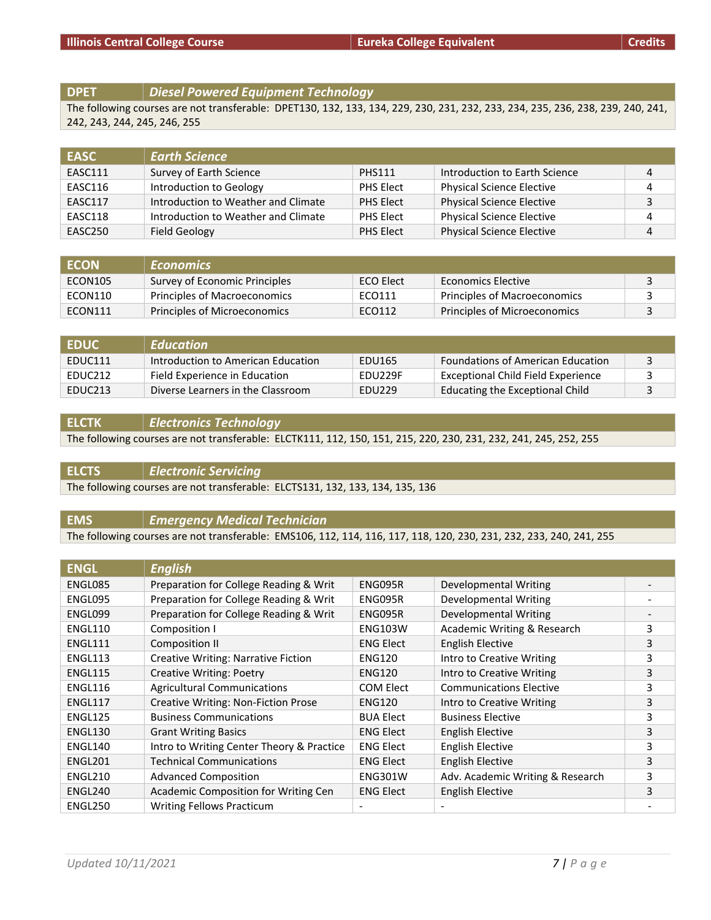| Illinois Central College Course | | Eureka College Equivalent | | Credits |
|---|---|---|---|---|

| DPET | *Diesel Powered Equipment Technology* |
|---|---|
| The following courses are not transferable: DPET130, 132, 133, 134, 229, 230, 231, 232, 233, 234, 235, 236, 238, 239, 240, 241, 242, 243, 244, 245, 246, 255 | |

| EASC | *Earth Science* | | | |
|---|---|---|---|---|
| EASC111 | Survey of Earth Science | PHS111 | Introduction to Earth Science | 4 |
| EASC116 | Introduction to Geology | PHS Elect | Physical Science Elective | 4 |
| EASC117 | Introduction to Weather and Climate | PHS Elect | Physical Science Elective | 3 |
| EASC118 | Introduction to Weather and Climate | PHS Elect | Physical Science Elective | 4 |
| EASC250 | Field Geology | PHS Elect | Physical Science Elective | 4 |

| ECON | *Economics* | | | |
|---|---|---|---|---|
| ECON105 | Survey of Economic Principles | ECO Elect | Economics Elective | 3 |
| ECON110 | Principles of Macroeconomics | ECO111 | Principles of Macroeconomics | 3 |
| ECON111 | Principles of Microeconomics | ECO112 | Principles of Microeconomics | 3 |

| EDUC | *Education* | | | |
|---|---|---|---|---|
| EDUC111 | Introduction to American Education | EDU165 | Foundations of American Education | 3 |
| EDUC212 | Field Experience in Education | EDU229F | Exceptional Child Field Experience | 3 |
| EDUC213 | Diverse Learners in the Classroom | EDU229 | Educating the Exceptional Child | 3 |

| ELCTK | *Electronics Technology* |
|---|---|
| The following courses are not transferable: ELCTK111, 112, 150, 151, 215, 220, 230, 231, 232, 241, 245, 252, 255 | |

| ELCTS | *Electronic Servicing* |
|---|---|
| The following courses are not transferable: ELCTS131, 132, 133, 134, 135, 136 | |

| EMS | *Emergency Medical Technician* |
|---|---|
| The following courses are not transferable: EMS106, 112, 114, 116, 117, 118, 120, 230, 231, 232, 233, 240, 241, 255 | |

| ENGL | *English* | | | |
|---|---|---|---|---|
| ENGL085 | Preparation for College Reading & Writ | ENG095R | Developmental Writing | - |
| ENGL095 | Preparation for College Reading & Writ | ENG095R | Developmental Writing | - |
| ENGL099 | Preparation for College Reading & Writ | ENG095R | Developmental Writing | - |
| ENGL110 | Composition I | ENG103W | Academic Writing & Research | 3 |
| ENGL111 | Composition II | ENG Elect | English Elective | 3 |
| ENGL113 | Creative Writing: Narrative Fiction | ENG120 | Intro to Creative Writing | 3 |
| ENGL115 | Creative Writing: Poetry | ENG120 | Intro to Creative Writing | 3 |
| ENGL116 | Agricultural Communications | COM Elect | Communications Elective | 3 |
| ENGL117 | Creative Writing: Non-Fiction Prose | ENG120 | Intro to Creative Writing | 3 |
| ENGL125 | Business Communications | BUA Elect | Business Elective | 3 |
| ENGL130 | Grant Writing Basics | ENG Elect | English Elective | 3 |
| ENGL140 | Intro to Writing Center Theory & Practice | ENG Elect | English Elective | 3 |
| ENGL201 | Technical Communications | ENG Elect | English Elective | 3 |
| ENGL210 | Advanced Composition | ENG301W | Adv. Academic Writing & Research | 3 |
| ENGL240 | Academic Composition for Writing Cen | ENG Elect | English Elective | 3 |
| ENGL250 | Writing Fellows Practicum | - | - | - |

*Updated 10/11/2021*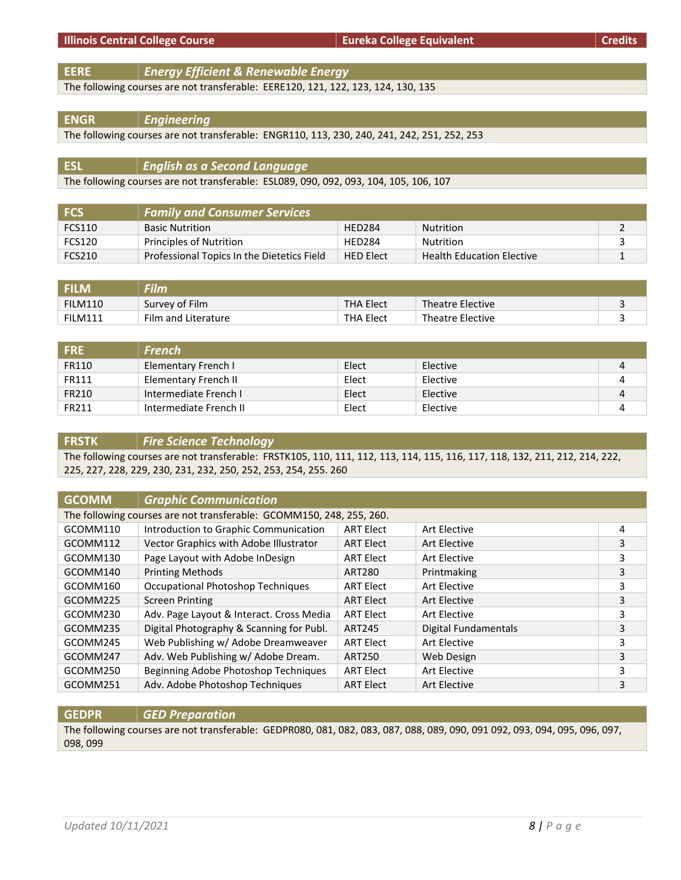| Illinois Central College Course | | Eureka College Equivalent | | Credits |
|---|---|---|---|---|
| **EERE** | ***Energy Efficient & Renewable Energy*** | | | |
| The following courses are not transferable: EERE120, 121, 122, 123, 124, 130, 135 | | | | |
| **ENGR** | ***Engineering*** | | | |
| The following courses are not transferable: ENGR110, 113, 230, 240, 241, 242, 251, 252, 253 | | | | |
| **ESL** | ***English as a Second Language*** | | | |
| The following courses are not transferable: ESL089, 090, 092, 093, 104, 105, 106, 107 | | | | |
| **FCS** | ***Family and Consumer Services*** | | | |
| FCS110 | Basic Nutrition | HED284 | Nutrition | 2 |
| FCS120 | Principles of Nutrition | HED284 | Nutrition | 3 |
| FCS210 | Professional Topics In the Dietetics Field | HED Elect | Health Education Elective | 1 |
| **FILM** | ***Film*** | | | |
| FILM110 | Survey of Film | THA Elect | Theatre Elective | 3 |
| FILM111 | Film and Literature | THA Elect | Theatre Elective | 3 |
| **FRE** | ***French*** | | | |
| FR110 | Elementary French I | Elect | Elective | 4 |
| FR111 | Elementary French II | Elect | Elective | 4 |
| FR210 | Intermediate French I | Elect | Elective | 4 |
| FR211 | Intermediate French II | Elect | Elective | 4 |
| **FRSTK** | ***Fire Science Technology*** | | | |
| The following courses are not transferable: FRSTK105, 110, 111, 112, 113, 114, 115, 116, 117, 118, 132, 211, 212, 214, 222, 225, 227, 228, 229, 230, 231, 232, 250, 252, 253, 254, 255. 260 | | | | |
| **GCOMM** | ***Graphic Communication*** | | | |
| The following courses are not transferable: GCOMM150, 248, 255, 260. | | | | |
| GCOMM110 | Introduction to Graphic Communication | ART Elect | Art Elective | 4 |
| GCOMM112 | Vector Graphics with Adobe Illustrator | ART Elect | Art Elective | 3 |
| GCOMM130 | Page Layout with Adobe InDesign | ART Elect | Art Elective | 3 |
| GCOMM140 | Printing Methods | ART280 | Printmaking | 3 |
| GCOMM160 | Occupational Photoshop Techniques | ART Elect | Art Elective | 3 |
| GCOMM225 | Screen Printing | ART Elect | Art Elective | 3 |
| GCOMM230 | Adv. Page Layout & Interact. Cross Media | ART Elect | Art Elective | 3 |
| GCOMM235 | Digital Photography & Scanning for Publ. | ART245 | Digital Fundamentals | 3 |
| GCOMM245 | Web Publishing w/ Adobe Dreamweaver | ART Elect | Art Elective | 3 |
| GCOMM247 | Adv. Web Publishing w/ Adobe Dream. | ART250 | Web Design | 3 |
| GCOMM250 | Beginning Adobe Photoshop Techniques | ART Elect | Art Elective | 3 |
| GCOMM251 | Adv. Adobe Photoshop Techniques | ART Elect | Art Elective | 3 |
| **GEDPR** | ***GED Preparation*** | | | |
| The following courses are not transferable: GEDPR080, 081, 082, 083, 087, 088, 089, 090, 091 092, 093, 094, 095, 096, 097, 098, 099 | | | | |

*Updated 10/11/2021*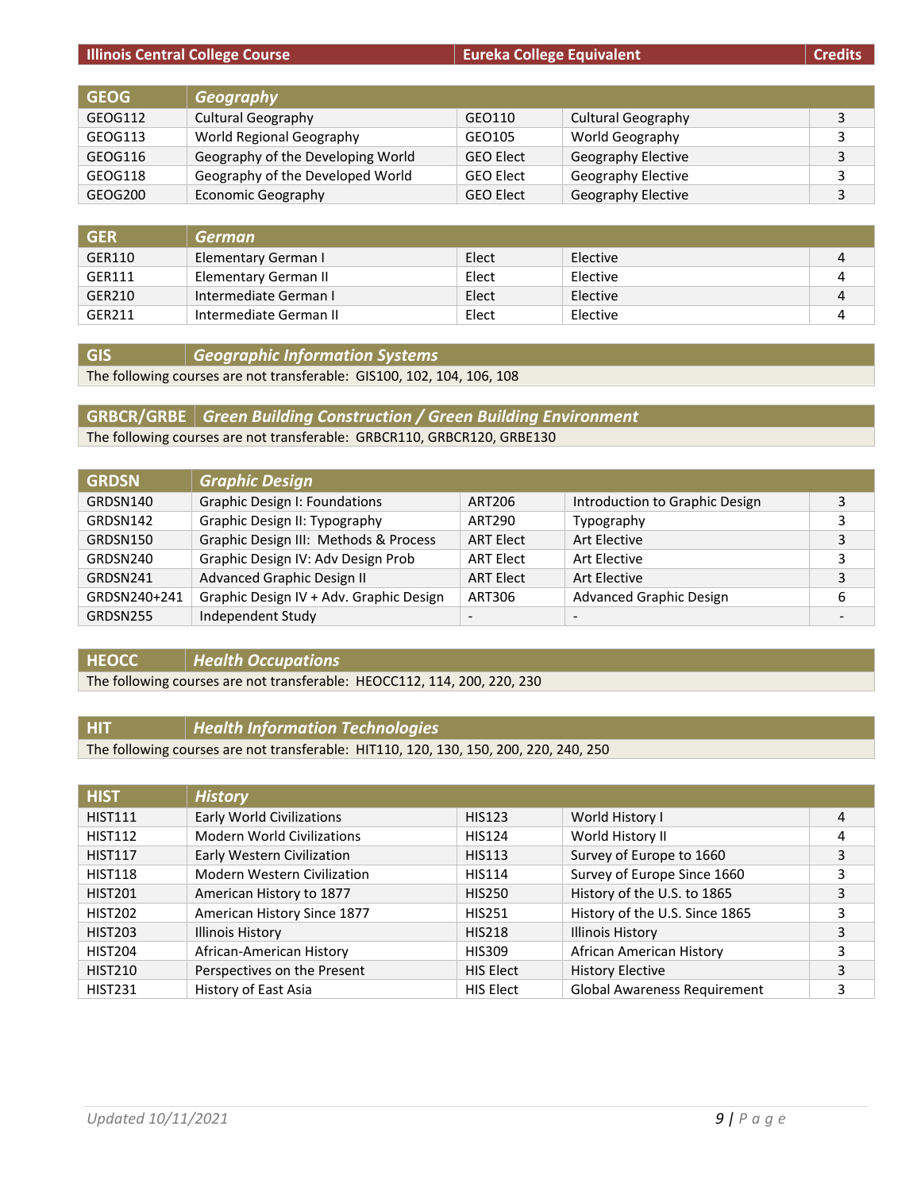| Illinois Central College Course | | Eureka College Equivalent | | Credits |
|---|---|---|---|---|

| GEOG | Geography | | | |
|---|---|---|---|---|
| GEOG112 | Cultural Geography | GEO110 | Cultural Geography | 3 |
| GEOG113 | World Regional Geography | GEO105 | World Geography | 3 |
| GEOG116 | Geography of the Developing World | GEO Elect | Geography Elective | 3 |
| GEOG118 | Geography of the Developed World | GEO Elect | Geography Elective | 3 |
| GEOG200 | Economic Geography | GEO Elect | Geography Elective | 3 |

| GER | German | | | |
|---|---|---|---|---|
| GER110 | Elementary German I | Elect | Elective | 4 |
| GER111 | Elementary German II | Elect | Elective | 4 |
| GER210 | Intermediate German I | Elect | Elective | 4 |
| GER211 | Intermediate German II | Elect | Elective | 4 |

| GIS | Geographic Information Systems |
|---|---|

The following courses are not transferable: GIS100, 102, 104, 106, 108

| GRBCR/GRBE | Green Building Construction / Green Building Environment |
|---|---|

The following courses are not transferable: GRBCR110, GRBCR120, GRBE130

| GRDSN | Graphic Design | | | |
|---|---|---|---|---|
| GRDSN140 | Graphic Design I: Foundations | ART206 | Introduction to Graphic Design | 3 |
| GRDSN142 | Graphic Design II: Typography | ART290 | Typography | 3 |
| GRDSN150 | Graphic Design III: Methods & Process | ART Elect | Art Elective | 3 |
| GRDSN240 | Graphic Design IV: Adv Design Prob | ART Elect | Art Elective | 3 |
| GRDSN241 | Advanced Graphic Design II | ART Elect | Art Elective | 3 |
| GRDSN240+241 | Graphic Design IV + Adv. Graphic Design | ART306 | Advanced Graphic Design | 6 |
| GRDSN255 | Independent Study | - | - | - |

| HEOCC | Health Occupations |
|---|---|

The following courses are not transferable: HEOCC112, 114, 200, 220, 230

| HIT | Health Information Technologies |
|---|---|

The following courses are not transferable: HIT110, 120, 130, 150, 200, 220, 240, 250

| HIST | History | | | |
|---|---|---|---|---|
| HIST111 | Early World Civilizations | HIS123 | World History I | 4 |
| HIST112 | Modern World Civilizations | HIS124 | World History II | 4 |
| HIST117 | Early Western Civilization | HIS113 | Survey of Europe to 1660 | 3 |
| HIST118 | Modern Western Civilization | HIS114 | Survey of Europe Since 1660 | 3 |
| HIST201 | American History to 1877 | HIS250 | History of the U.S. to 1865 | 3 |
| HIST202 | American History Since 1877 | HIS251 | History of the U.S. Since 1865 | 3 |
| HIST203 | Illinois History | HIS218 | Illinois History | 3 |
| HIST204 | African-American History | HIS309 | African American History | 3 |
| HIST210 | Perspectives on the Present | HIS Elect | History Elective | 3 |
| HIST231 | History of East Asia | HIS Elect | Global Awareness Requirement | 3 |

*Updated 10/11/2021*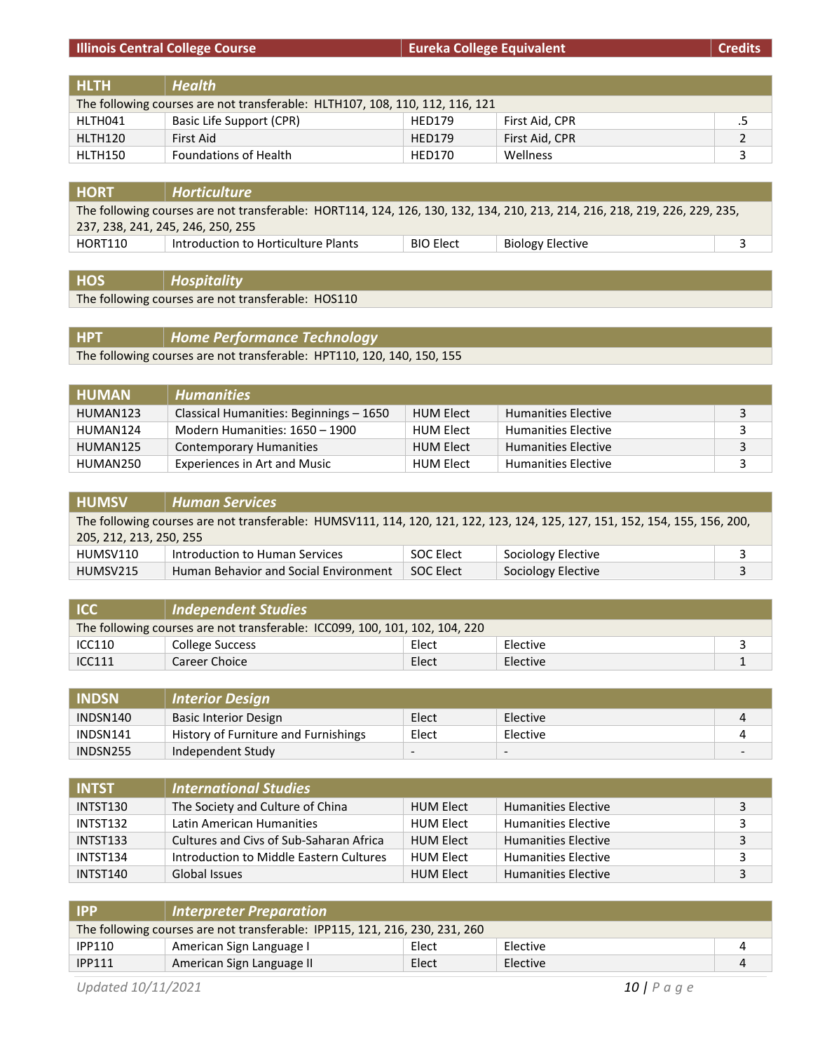| Illinois Central College Course | | Eureka College Equivalent | | Credits |
|---|---|---|---|---|
| **HLTH** | ***Health*** | | | |
| The following courses are not transferable: HLTH107, 108, 110, 112, 116, 121 | | | | |
| HLTH041 | Basic Life Support (CPR) | HED179 | First Aid, CPR | .5 |
| HLTH120 | First Aid | HED179 | First Aid, CPR | 2 |
| HLTH150 | Foundations of Health | HED170 | Wellness | 3 |
| **HORT** | ***Horticulture*** | | | |
| The following courses are not transferable: HORT114, 124, 126, 130, 132, 134, 210, 213, 214, 216, 218, 219, 226, 229, 235, 237, 238, 241, 245, 246, 250, 255 | | | | |
| HORT110 | Introduction to Horticulture Plants | BIO Elect | Biology Elective | 3 |
| **HOS** | ***Hospitality*** | | | |
| The following courses are not transferable: HOS110 | | | | |
| **HPT** | ***Home Performance Technology*** | | | |
| The following courses are not transferable: HPT110, 120, 140, 150, 155 | | | | |
| **HUMAN** | ***Humanities*** | | | |
| HUMAN123 | Classical Humanities: Beginnings – 1650 | HUM Elect | Humanities Elective | 3 |
| HUMAN124 | Modern Humanities: 1650 – 1900 | HUM Elect | Humanities Elective | 3 |
| HUMAN125 | Contemporary Humanities | HUM Elect | Humanities Elective | 3 |
| HUMAN250 | Experiences in Art and Music | HUM Elect | Humanities Elective | 3 |
| **HUMSV** | ***Human Services*** | | | |
| The following courses are not transferable: HUMSV111, 114, 120, 121, 122, 123, 124, 125, 127, 151, 152, 154, 155, 156, 200, 205, 212, 213, 250, 255 | | | | |
| HUMSV110 | Introduction to Human Services | SOC Elect | Sociology Elective | 3 |
| HUMSV215 | Human Behavior and Social Environment | SOC Elect | Sociology Elective | 3 |
| **ICC** | ***Independent Studies*** | | | |
| The following courses are not transferable: ICC099, 100, 101, 102, 104, 220 | | | | |
| ICC110 | College Success | Elect | Elective | 3 |
| ICC111 | Career Choice | Elect | Elective | 1 |
| **INDSN** | ***Interior Design*** | | | |
| INDSN140 | Basic Interior Design | Elect | Elective | 4 |
| INDSN141 | History of Furniture and Furnishings | Elect | Elective | 4 |
| INDSN255 | Independent Study | - | - | - |
| **INTST** | ***International Studies*** | | | |
| INTST130 | The Society and Culture of China | HUM Elect | Humanities Elective | 3 |
| INTST132 | Latin American Humanities | HUM Elect | Humanities Elective | 3 |
| INTST133 | Cultures and Civs of Sub-Saharan Africa | HUM Elect | Humanities Elective | 3 |
| INTST134 | Introduction to Middle Eastern Cultures | HUM Elect | Humanities Elective | 3 |
| INTST140 | Global Issues | HUM Elect | Humanities Elective | 3 |
| **IPP** | ***Interpreter Preparation*** | | | |
| The following courses are not transferable: IPP115, 121, 216, 230, 231, 260 | | | | |
| IPP110 | American Sign Language I | Elect | Elective | 4 |
| IPP111 | American Sign Language II | Elect | Elective | 4 |

*Updated 10/11/2021*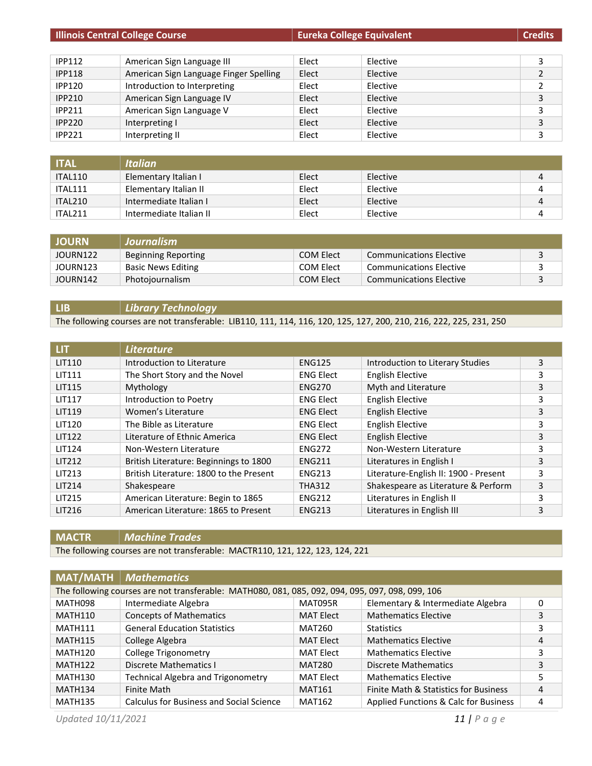| Illinois Central College Course | | Eureka College Equivalent | | Credits |
|---|---|---|---|---|
| IPP112 | American Sign Language III | Elect | Elective | 3 |
| IPP118 | American Sign Language Finger Spelling | Elect | Elective | 2 |
| IPP120 | Introduction to Interpreting | Elect | Elective | 2 |
| IPP210 | American Sign Language IV | Elect | Elective | 3 |
| IPP211 | American Sign Language V | Elect | Elective | 3 |
| IPP220 | Interpreting I | Elect | Elective | 3 |
| IPP221 | Interpreting II | Elect | Elective | 3 |

| ITAL | *Italian* | | | |
|---|---|---|---|---|
| ITAL110 | Elementary Italian I | Elect | Elective | 4 |
| ITAL111 | Elementary Italian II | Elect | Elective | 4 |
| ITAL210 | Intermediate Italian I | Elect | Elective | 4 |
| ITAL211 | Intermediate Italian II | Elect | Elective | 4 |

| JOURN | *Journalism* | | | |
|---|---|---|---|---|
| JOURN122 | Beginning Reporting | COM Elect | Communications Elective | 3 |
| JOURN123 | Basic News Editing | COM Elect | Communications Elective | 3 |
| JOURN142 | Photojournalism | COM Elect | Communications Elective | 3 |

| LIB | *Library Technology* |
|---|---|
| The following courses are not transferable: LIB110, 111, 114, 116, 120, 125, 127, 200, 210, 216, 222, 225, 231, 250 | |

| LIT | *Literature* | | | |
|---|---|---|---|---|
| LIT110 | Introduction to Literature | ENG125 | Introduction to Literary Studies | 3 |
| LIT111 | The Short Story and the Novel | ENG Elect | English Elective | 3 |
| LIT115 | Mythology | ENG270 | Myth and Literature | 3 |
| LIT117 | Introduction to Poetry | ENG Elect | English Elective | 3 |
| LIT119 | Women's Literature | ENG Elect | English Elective | 3 |
| LIT120 | The Bible as Literature | ENG Elect | English Elective | 3 |
| LIT122 | Literature of Ethnic America | ENG Elect | English Elective | 3 |
| LIT124 | Non-Western Literature | ENG272 | Non-Western Literature | 3 |
| LIT212 | British Literature: Beginnings to 1800 | ENG211 | Literatures in English I | 3 |
| LIT213 | British Literature: 1800 to the Present | ENG213 | Literature-English II: 1900 - Present | 3 |
| LIT214 | Shakespeare | THA312 | Shakespeare as Literature & Perform | 3 |
| LIT215 | American Literature: Begin to 1865 | ENG212 | Literatures in English II | 3 |
| LIT216 | American Literature: 1865 to Present | ENG213 | Literatures in English III | 3 |

| MACTR | *Machine Trades* |
|---|---|
| The following courses are not transferable: MACTR110, 121, 122, 123, 124, 221 | |

| MAT/MATH | *Mathematics* | | | |
|---|---|---|---|---|
| The following courses are not transferable: MATH080, 081, 085, 092, 094, 095, 097, 098, 099, 106 | | | | |
| MATH098 | Intermediate Algebra | MAT095R | Elementary & Intermediate Algebra | 0 |
| MATH110 | Concepts of Mathematics | MAT Elect | Mathematics Elective | 3 |
| MATH111 | General Education Statistics | MAT260 | Statistics | 3 |
| MATH115 | College Algebra | MAT Elect | Mathematics Elective | 4 |
| MATH120 | College Trigonometry | MAT Elect | Mathematics Elective | 3 |
| MATH122 | Discrete Mathematics I | MAT280 | Discrete Mathematics | 3 |
| MATH130 | Technical Algebra and Trigonometry | MAT Elect | Mathematics Elective | 5 |
| MATH134 | Finite Math | MAT161 | Finite Math & Statistics for Business | 4 |
| MATH135 | Calculus for Business and Social Science | MAT162 | Applied Functions & Calc for Business | 4 |

Updated 10/11/2021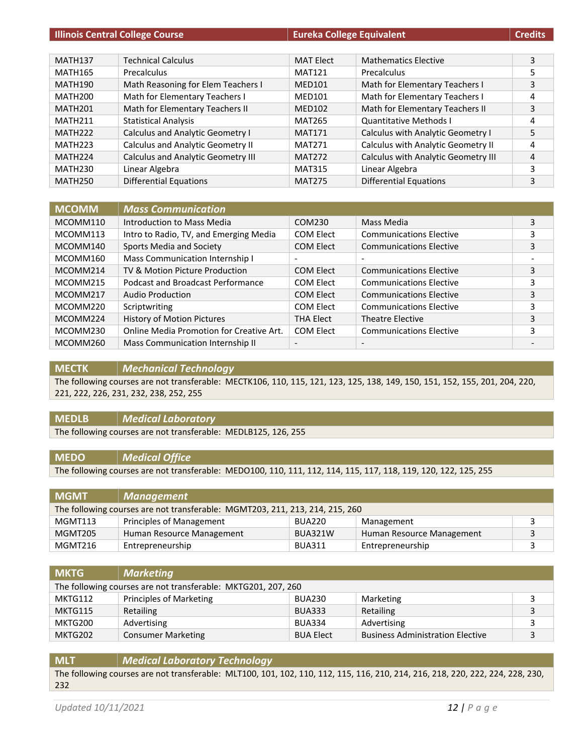| Illinois Central College Course | | Eureka College Equivalent | | Credits |
|---|---|---|---|---|
| MATH137 | Technical Calculus | MAT Elect | Mathematics Elective | 3 |
| MATH165 | Precalculus | MAT121 | Precalculus | 5 |
| MATH190 | Math Reasoning for Elem Teachers I | MED101 | Math for Elementary Teachers I | 3 |
| MATH200 | Math for Elementary Teachers I | MED101 | Math for Elementary Teachers I | 4 |
| MATH201 | Math for Elementary Teachers II | MED102 | Math for Elementary Teachers II | 3 |
| MATH211 | Statistical Analysis | MAT265 | Quantitative Methods I | 4 |
| MATH222 | Calculus and Analytic Geometry I | MAT171 | Calculus with Analytic Geometry I | 5 |
| MATH223 | Calculus and Analytic Geometry II | MAT271 | Calculus with Analytic Geometry II | 4 |
| MATH224 | Calculus and Analytic Geometry III | MAT272 | Calculus with Analytic Geometry III | 4 |
| MATH230 | Linear Algebra | MAT315 | Linear Algebra | 3 |
| MATH250 | Differential Equations | MAT275 | Differential Equations | 3 |

| MCOMM | *Mass Communication* | | | |
|---|---|---|---|---|
| MCOMM110 | Introduction to Mass Media | COM230 | Mass Media | 3 |
| MCOMM113 | Intro to Radio, TV, and Emerging Media | COM Elect | Communications Elective | 3 |
| MCOMM140 | Sports Media and Society | COM Elect | Communications Elective | 3 |
| MCOMM160 | Mass Communication Internship I | - | - | - |
| MCOMM214 | TV & Motion Picture Production | COM Elect | Communications Elective | 3 |
| MCOMM215 | Podcast and Broadcast Performance | COM Elect | Communications Elective | 3 |
| MCOMM217 | Audio Production | COM Elect | Communications Elective | 3 |
| MCOMM220 | Scriptwriting | COM Elect | Communications Elective | 3 |
| MCOMM224 | History of Motion Pictures | THA Elect | Theatre Elective | 3 |
| MCOMM230 | Online Media Promotion for Creative Art. | COM Elect | Communications Elective | 3 |
| MCOMM260 | Mass Communication Internship II | - | - | - |

| MECTK | *Mechanical Technology* |
|---|---|
| The following courses are not transferable: MECTK106, 110, 115, 121, 123, 125, 138, 149, 150, 151, 152, 155, 201, 204, 220, 221, 222, 226, 231, 232, 238, 252, 255 | |

| MEDLB | *Medical Laboratory* |
|---|---|
| The following courses are not transferable: MEDLB125, 126, 255 | |

| MEDO | *Medical Office* |
|---|---|
| The following courses are not transferable: MEDO100, 110, 111, 112, 114, 115, 117, 118, 119, 120, 122, 125, 255 | |

| MGMT | *Management* | | | |
|---|---|---|---|---|
| The following courses are not transferable: MGMT203, 211, 213, 214, 215, 260 | | | | |
| MGMT113 | Principles of Management | BUA220 | Management | 3 |
| MGMT205 | Human Resource Management | BUA321W | Human Resource Management | 3 |
| MGMT216 | Entrepreneurship | BUA311 | Entrepreneurship | 3 |

| MKTG | *Marketing* | | | |
|---|---|---|---|---|
| The following courses are not transferable: MKTG201, 207, 260 | | | | |
| MKTG112 | Principles of Marketing | BUA230 | Marketing | 3 |
| MKTG115 | Retailing | BUA333 | Retailing | 3 |
| MKTG200 | Advertising | BUA334 | Advertising | 3 |
| MKTG202 | Consumer Marketing | BUA Elect | Business Administration Elective | 3 |

| MLT | *Medical Laboratory Technology* |
|---|---|
| The following courses are not transferable: MLT100, 101, 102, 110, 112, 115, 116, 210, 214, 216, 218, 220, 222, 224, 228, 230, 232 | |

Updated 10/11/2021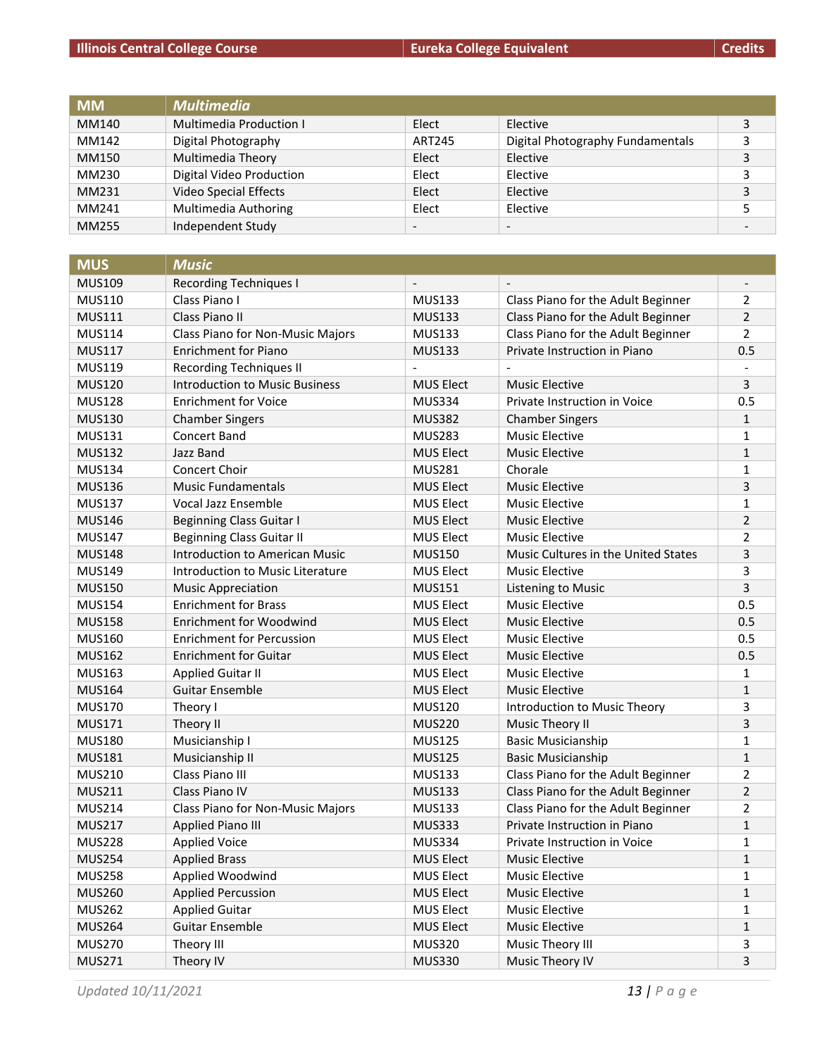| Illinois Central College Course | | Eureka College Equivalent | | Credits |
|---|---|---|---|---|
| **MM** | **Multimedia** | | | |
| MM140 | Multimedia Production I | Elect | Elective | 3 |
| MM142 | Digital Photography | ART245 | Digital Photography Fundamentals | 3 |
| MM150 | Multimedia Theory | Elect | Elective | 3 |
| MM230 | Digital Video Production | Elect | Elective | 3 |
| MM231 | Video Special Effects | Elect | Elective | 3 |
| MM241 | Multimedia Authoring | Elect | Elective | 5 |
| MM255 | Independent Study | - | - | - |
| **MUS** | **Music** | | | |
| MUS109 | Recording Techniques I | - | - | - |
| MUS110 | Class Piano I | MUS133 | Class Piano for the Adult Beginner | 2 |
| MUS111 | Class Piano II | MUS133 | Class Piano for the Adult Beginner | 2 |
| MUS114 | Class Piano for Non-Music Majors | MUS133 | Class Piano for the Adult Beginner | 2 |
| MUS117 | Enrichment for Piano | MUS133 | Private Instruction in Piano | 0.5 |
| MUS119 | Recording Techniques II | - | - | - |
| MUS120 | Introduction to Music Business | MUS Elect | Music Elective | 3 |
| MUS128 | Enrichment for Voice | MUS334 | Private Instruction in Voice | 0.5 |
| MUS130 | Chamber Singers | MUS382 | Chamber Singers | 1 |
| MUS131 | Concert Band | MUS283 | Music Elective | 1 |
| MUS132 | Jazz Band | MUS Elect | Music Elective | 1 |
| MUS134 | Concert Choir | MUS281 | Chorale | 1 |
| MUS136 | Music Fundamentals | MUS Elect | Music Elective | 3 |
| MUS137 | Vocal Jazz Ensemble | MUS Elect | Music Elective | 1 |
| MUS146 | Beginning Class Guitar I | MUS Elect | Music Elective | 2 |
| MUS147 | Beginning Class Guitar II | MUS Elect | Music Elective | 2 |
| MUS148 | Introduction to American Music | MUS150 | Music Cultures in the United States | 3 |
| MUS149 | Introduction to Music Literature | MUS Elect | Music Elective | 3 |
| MUS150 | Music Appreciation | MUS151 | Listening to Music | 3 |
| MUS154 | Enrichment for Brass | MUS Elect | Music Elective | 0.5 |
| MUS158 | Enrichment for Woodwind | MUS Elect | Music Elective | 0.5 |
| MUS160 | Enrichment for Percussion | MUS Elect | Music Elective | 0.5 |
| MUS162 | Enrichment for Guitar | MUS Elect | Music Elective | 0.5 |
| MUS163 | Applied Guitar II | MUS Elect | Music Elective | 1 |
| MUS164 | Guitar Ensemble | MUS Elect | Music Elective | 1 |
| MUS170 | Theory I | MUS120 | Introduction to Music Theory | 3 |
| MUS171 | Theory II | MUS220 | Music Theory II | 3 |
| MUS180 | Musicianship I | MUS125 | Basic Musicianship | 1 |
| MUS181 | Musicianship II | MUS125 | Basic Musicianship | 1 |
| MUS210 | Class Piano III | MUS133 | Class Piano for the Adult Beginner | 2 |
| MUS211 | Class Piano IV | MUS133 | Class Piano for the Adult Beginner | 2 |
| MUS214 | Class Piano for Non-Music Majors | MUS133 | Class Piano for the Adult Beginner | 2 |
| MUS217 | Applied Piano III | MUS333 | Private Instruction in Piano | 1 |
| MUS228 | Applied Voice | MUS334 | Private Instruction in Voice | 1 |
| MUS254 | Applied Brass | MUS Elect | Music Elective | 1 |
| MUS258 | Applied Woodwind | MUS Elect | Music Elective | 1 |
| MUS260 | Applied Percussion | MUS Elect | Music Elective | 1 |
| MUS262 | Applied Guitar | MUS Elect | Music Elective | 1 |
| MUS264 | Guitar Ensemble | MUS Elect | Music Elective | 1 |
| MUS270 | Theory III | MUS320 | Music Theory III | 3 |
| MUS271 | Theory IV | MUS330 | Music Theory IV | 3 |

*Updated 10/11/2021*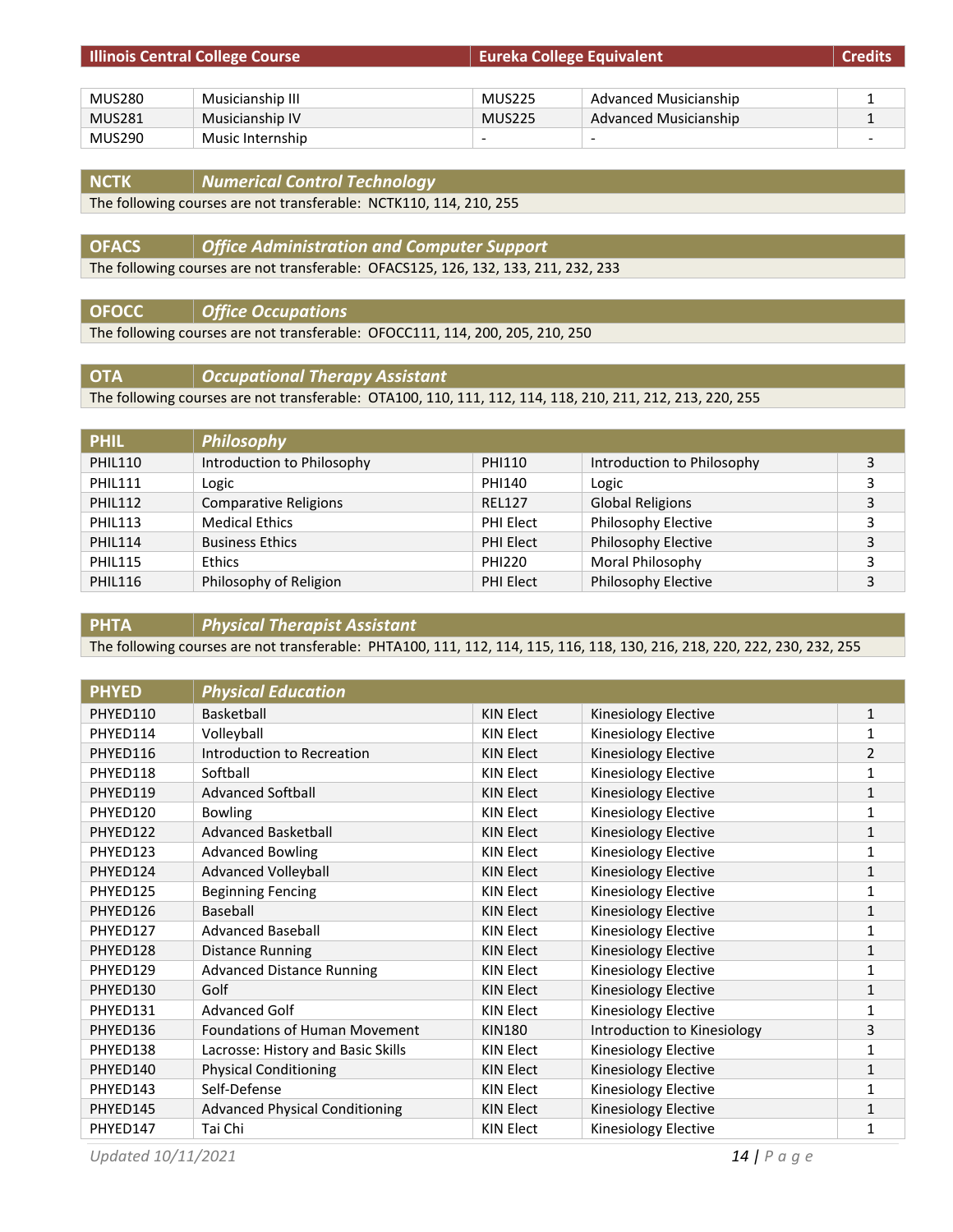| Illinois Central College Course | | Eureka College Equivalent | | Credits |
|---|---|---|---|---|
| MUS280 | Musicianship III | MUS225 | Advanced Musicianship | 1 |
| MUS281 | Musicianship IV | MUS225 | Advanced Musicianship | 1 |
| MUS290 | Music Internship | - | - | - |

| NCTK | *Numerical Control Technology* |
|---|---|
| The following courses are not transferable: NCTK110, 114, 210, 255 | |

| OFACS | *Office Administration and Computer Support* |
|---|---|
| The following courses are not transferable: OFACS125, 126, 132, 133, 211, 232, 233 | |

| OFOCC | *Office Occupations* |
|---|---|
| The following courses are not transferable: OFOCC111, 114, 200, 205, 210, 250 | |

| OTA | *Occupational Therapy Assistant* |
|---|---|
| The following courses are not transferable: OTA100, 110, 111, 112, 114, 118, 210, 211, 212, 213, 220, 255 | |

| PHIL | *Philosophy* | | | |
|---|---|---|---|---|
| PHIL110 | Introduction to Philosophy | PHI110 | Introduction to Philosophy | 3 |
| PHIL111 | Logic | PHI140 | Logic | 3 |
| PHIL112 | Comparative Religions | REL127 | Global Religions | 3 |
| PHIL113 | Medical Ethics | PHI Elect | Philosophy Elective | 3 |
| PHIL114 | Business Ethics | PHI Elect | Philosophy Elective | 3 |
| PHIL115 | Ethics | PHI220 | Moral Philosophy | 3 |
| PHIL116 | Philosophy of Religion | PHI Elect | Philosophy Elective | 3 |

| PHTA | *Physical Therapist Assistant* |
|---|---|
| The following courses are not transferable: PHTA100, 111, 112, 114, 115, 116, 118, 130, 216, 218, 220, 222, 230, 232, 255 | |

| PHYED | *Physical Education* | | | |
|---|---|---|---|---|
| PHYED110 | Basketball | KIN Elect | Kinesiology Elective | 1 |
| PHYED114 | Volleyball | KIN Elect | Kinesiology Elective | 1 |
| PHYED116 | Introduction to Recreation | KIN Elect | Kinesiology Elective | 2 |
| PHYED118 | Softball | KIN Elect | Kinesiology Elective | 1 |
| PHYED119 | Advanced Softball | KIN Elect | Kinesiology Elective | 1 |
| PHYED120 | Bowling | KIN Elect | Kinesiology Elective | 1 |
| PHYED122 | Advanced Basketball | KIN Elect | Kinesiology Elective | 1 |
| PHYED123 | Advanced Bowling | KIN Elect | Kinesiology Elective | 1 |
| PHYED124 | Advanced Volleyball | KIN Elect | Kinesiology Elective | 1 |
| PHYED125 | Beginning Fencing | KIN Elect | Kinesiology Elective | 1 |
| PHYED126 | Baseball | KIN Elect | Kinesiology Elective | 1 |
| PHYED127 | Advanced Baseball | KIN Elect | Kinesiology Elective | 1 |
| PHYED128 | Distance Running | KIN Elect | Kinesiology Elective | 1 |
| PHYED129 | Advanced Distance Running | KIN Elect | Kinesiology Elective | 1 |
| PHYED130 | Golf | KIN Elect | Kinesiology Elective | 1 |
| PHYED131 | Advanced Golf | KIN Elect | Kinesiology Elective | 1 |
| PHYED136 | Foundations of Human Movement | KIN180 | Introduction to Kinesiology | 3 |
| PHYED138 | Lacrosse: History and Basic Skills | KIN Elect | Kinesiology Elective | 1 |
| PHYED140 | Physical Conditioning | KIN Elect | Kinesiology Elective | 1 |
| PHYED143 | Self-Defense | KIN Elect | Kinesiology Elective | 1 |
| PHYED145 | Advanced Physical Conditioning | KIN Elect | Kinesiology Elective | 1 |
| PHYED147 | Tai Chi | KIN Elect | Kinesiology Elective | 1 |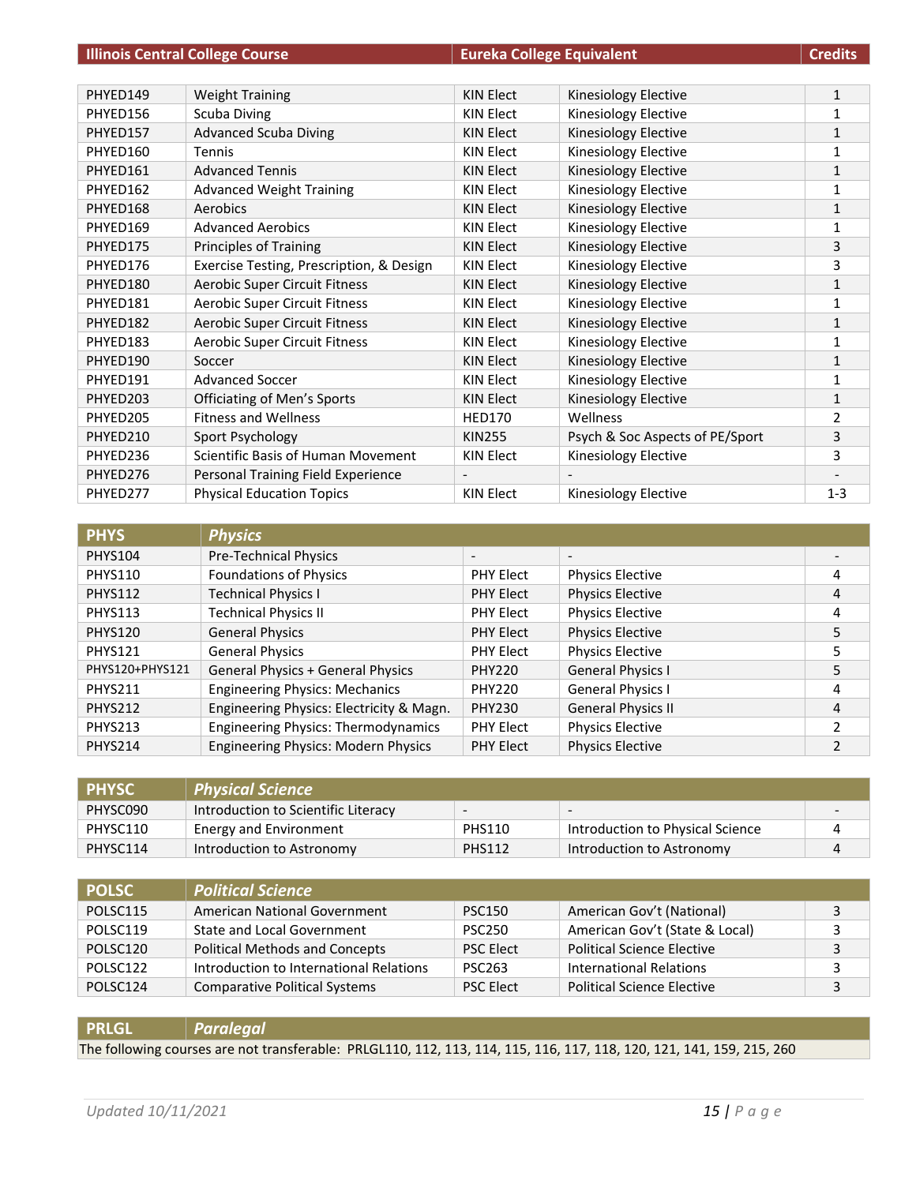| Illinois Central College Course | | Eureka College Equivalent | | Credits |
|---|---|---|---|---|
| PHYED149 | Weight Training | KIN Elect | Kinesiology Elective | 1 |
| PHYED156 | Scuba Diving | KIN Elect | Kinesiology Elective | 1 |
| PHYED157 | Advanced Scuba Diving | KIN Elect | Kinesiology Elective | 1 |
| PHYED160 | Tennis | KIN Elect | Kinesiology Elective | 1 |
| PHYED161 | Advanced Tennis | KIN Elect | Kinesiology Elective | 1 |
| PHYED162 | Advanced Weight Training | KIN Elect | Kinesiology Elective | 1 |
| PHYED168 | Aerobics | KIN Elect | Kinesiology Elective | 1 |
| PHYED169 | Advanced Aerobics | KIN Elect | Kinesiology Elective | 1 |
| PHYED175 | Principles of Training | KIN Elect | Kinesiology Elective | 3 |
| PHYED176 | Exercise Testing, Prescription, & Design | KIN Elect | Kinesiology Elective | 3 |
| PHYED180 | Aerobic Super Circuit Fitness | KIN Elect | Kinesiology Elective | 1 |
| PHYED181 | Aerobic Super Circuit Fitness | KIN Elect | Kinesiology Elective | 1 |
| PHYED182 | Aerobic Super Circuit Fitness | KIN Elect | Kinesiology Elective | 1 |
| PHYED183 | Aerobic Super Circuit Fitness | KIN Elect | Kinesiology Elective | 1 |
| PHYED190 | Soccer | KIN Elect | Kinesiology Elective | 1 |
| PHYED191 | Advanced Soccer | KIN Elect | Kinesiology Elective | 1 |
| PHYED203 | Officiating of Men's Sports | KIN Elect | Kinesiology Elective | 1 |
| PHYED205 | Fitness and Wellness | HED170 | Wellness | 2 |
| PHYED210 | Sport Psychology | KIN255 | Psych & Soc Aspects of PE/Sport | 3 |
| PHYED236 | Scientific Basis of Human Movement | KIN Elect | Kinesiology Elective | 3 |
| PHYED276 | Personal Training Field Experience | - | - | - |
| PHYED277 | Physical Education Topics | KIN Elect | Kinesiology Elective | 1-3 |

| PHYS | *Physics* | | | |
|---|---|---|---|---|
| PHYS104 | Pre-Technical Physics | - | - | - |
| PHYS110 | Foundations of Physics | PHY Elect | Physics Elective | 4 |
| PHYS112 | Technical Physics I | PHY Elect | Physics Elective | 4 |
| PHYS113 | Technical Physics II | PHY Elect | Physics Elective | 4 |
| PHYS120 | General Physics | PHY Elect | Physics Elective | 5 |
| PHYS121 | General Physics | PHY Elect | Physics Elective | 5 |
| PHYS120+PHYS121 | General Physics + General Physics | PHY220 | General Physics I | 5 |
| PHYS211 | Engineering Physics: Mechanics | PHY220 | General Physics I | 4 |
| PHYS212 | Engineering Physics: Electricity & Magn. | PHY230 | General Physics II | 4 |
| PHYS213 | Engineering Physics: Thermodynamics | PHY Elect | Physics Elective | 2 |
| PHYS214 | Engineering Physics: Modern Physics | PHY Elect | Physics Elective | 2 |

| PHYSC | *Physical Science* | | | |
|---|---|---|---|---|
| PHYSC090 | Introduction to Scientific Literacy | - | - | - |
| PHYSC110 | Energy and Environment | PHS110 | Introduction to Physical Science | 4 |
| PHYSC114 | Introduction to Astronomy | PHS112 | Introduction to Astronomy | 4 |

| POLSC | *Political Science* | | | |
|---|---|---|---|---|
| POLSC115 | American National Government | PSC150 | American Gov't (National) | 3 |
| POLSC119 | State and Local Government | PSC250 | American Gov't (State & Local) | 3 |
| POLSC120 | Political Methods and Concepts | PSC Elect | Political Science Elective | 3 |
| POLSC122 | Introduction to International Relations | PSC263 | International Relations | 3 |
| POLSC124 | Comparative Political Systems | PSC Elect | Political Science Elective | 3 |

| PRLGL | *Paralegal* |
|---|---|
| The following courses are not transferable: PRLGL110, 112, 113, 114, 115, 116, 117, 118, 120, 121, 141, 159, 215, 260 | |

*Updated 10/11/2021*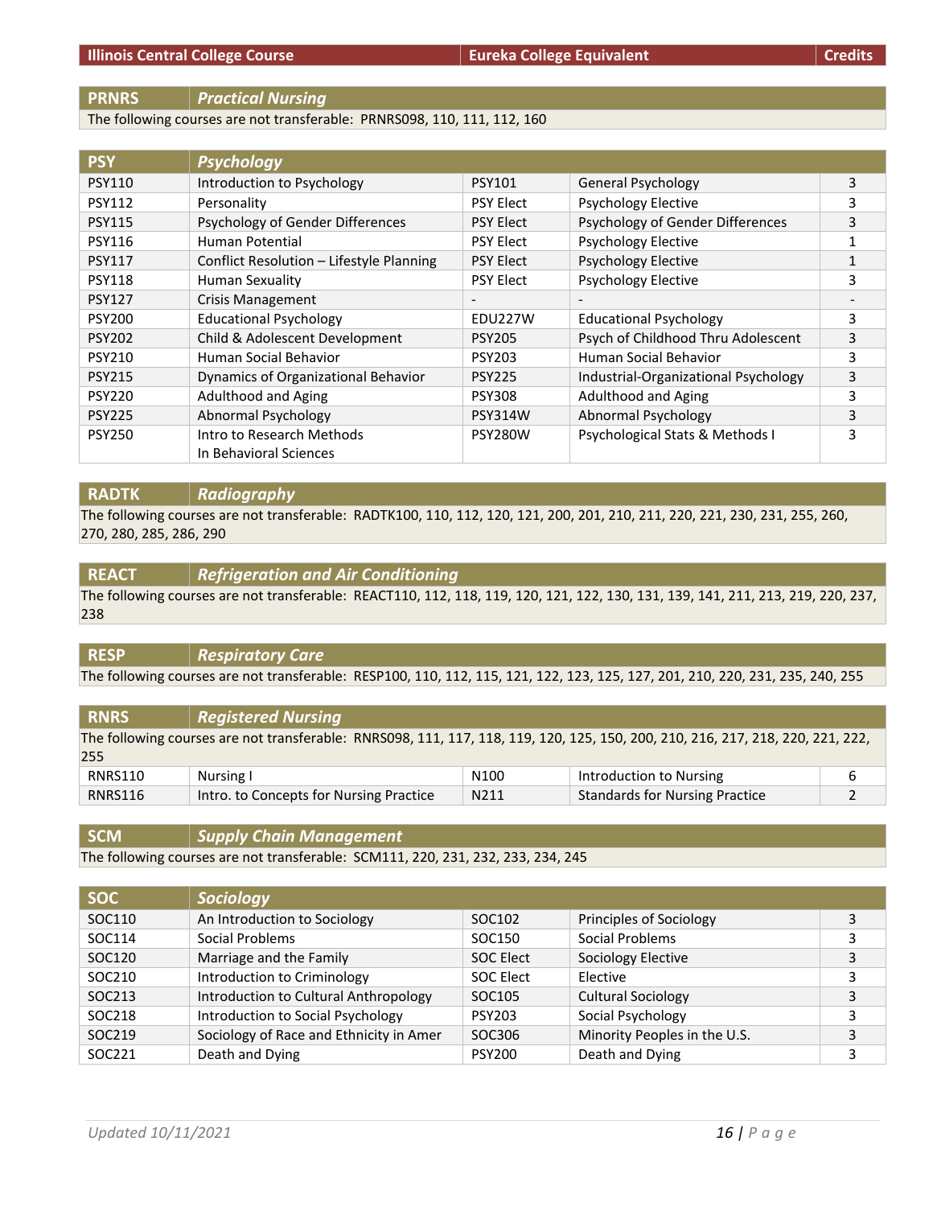| Illinois Central College Course | | Eureka College Equivalent | | Credits |
|---|---|---|---|---|
| **PRNRS** | ***Practical Nursing*** | | | |
| The following courses are not transferable: PRNRS098, 110, 111, 112, 160 | | | | |
| **PSY** | ***Psychology*** | | | |
| PSY110 | Introduction to Psychology | PSY101 | General Psychology | 3 |
| PSY112 | Personality | PSY Elect | Psychology Elective | 3 |
| PSY115 | Psychology of Gender Differences | PSY Elect | Psychology of Gender Differences | 3 |
| PSY116 | Human Potential | PSY Elect | Psychology Elective | 1 |
| PSY117 | Conflict Resolution – Lifestyle Planning | PSY Elect | Psychology Elective | 1 |
| PSY118 | Human Sexuality | PSY Elect | Psychology Elective | 3 |
| PSY127 | Crisis Management | - | - | - |
| PSY200 | Educational Psychology | EDU227W | Educational Psychology | 3 |
| PSY202 | Child & Adolescent Development | PSY205 | Psych of Childhood Thru Adolescent | 3 |
| PSY210 | Human Social Behavior | PSY203 | Human Social Behavior | 3 |
| PSY215 | Dynamics of Organizational Behavior | PSY225 | Industrial-Organizational Psychology | 3 |
| PSY220 | Adulthood and Aging | PSY308 | Adulthood and Aging | 3 |
| PSY225 | Abnormal Psychology | PSY314W | Abnormal Psychology | 3 |
| PSY250 | Intro to Research Methods In Behavioral Sciences | PSY280W | Psychological Stats & Methods I | 3 |
| **RADTK** | ***Radiography*** | | | |
| The following courses are not transferable: RADTK100, 110, 112, 120, 121, 200, 201, 210, 211, 220, 221, 230, 231, 255, 260, 270, 280, 285, 286, 290 | | | | |
| **REACT** | ***Refrigeration and Air Conditioning*** | | | |
| The following courses are not transferable: REACT110, 112, 118, 119, 120, 121, 122, 130, 131, 139, 141, 211, 213, 219, 220, 237, 238 | | | | |
| **RESP** | ***Respiratory Care*** | | | |
| The following courses are not transferable: RESP100, 110, 112, 115, 121, 122, 123, 125, 127, 201, 210, 220, 231, 235, 240, 255 | | | | |
| **RNRS** | ***Registered Nursing*** | | | |
| The following courses are not transferable: RNRS098, 111, 117, 118, 119, 120, 125, 150, 200, 210, 216, 217, 218, 220, 221, 222, 255 | | | | |
| RNRS110 | Nursing I | N100 | Introduction to Nursing | 6 |
| RNRS116 | Intro. to Concepts for Nursing Practice | N211 | Standards for Nursing Practice | 2 |
| **SCM** | ***Supply Chain Management*** | | | |
| The following courses are not transferable: SCM111, 220, 231, 232, 233, 234, 245 | | | | |
| **SOC** | ***Sociology*** | | | |
| SOC110 | An Introduction to Sociology | SOC102 | Principles of Sociology | 3 |
| SOC114 | Social Problems | SOC150 | Social Problems | 3 |
| SOC120 | Marriage and the Family | SOC Elect | Sociology Elective | 3 |
| SOC210 | Introduction to Criminology | SOC Elect | Elective | 3 |
| SOC213 | Introduction to Cultural Anthropology | SOC105 | Cultural Sociology | 3 |
| SOC218 | Introduction to Social Psychology | PSY203 | Social Psychology | 3 |
| SOC219 | Sociology of Race and Ethnicity in Amer | SOC306 | Minority Peoples in the U.S. | 3 |
| SOC221 | Death and Dying | PSY200 | Death and Dying | 3 |

*Updated 10/11/2021*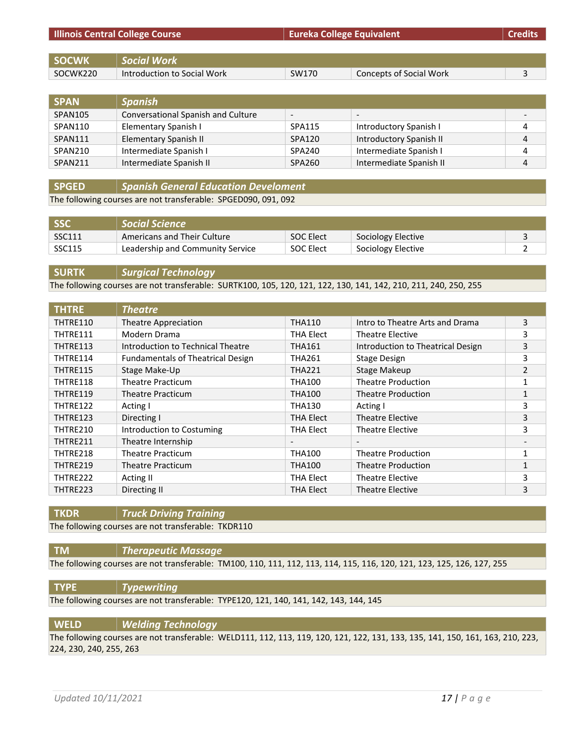| Illinois Central College Course | | Eureka College Equivalent | | Credits |
|---|---|---|---|---|
| **SOCWK** | ***Social Work*** | | | |
| SOCWK220 | Introduction to Social Work | SW170 | Concepts of Social Work | 3 |
| **SPAN** | ***Spanish*** | | | |
| SPAN105 | Conversational Spanish and Culture | - | - | - |
| SPAN110 | Elementary Spanish I | SPA115 | Introductory Spanish I | 4 |
| SPAN111 | Elementary Spanish II | SPA120 | Introductory Spanish II | 4 |
| SPAN210 | Intermediate Spanish I | SPA240 | Intermediate Spanish I | 4 |
| SPAN211 | Intermediate Spanish II | SPA260 | Intermediate Spanish II | 4 |
| **SPGED** | ***Spanish General Education Develoment*** | | | |
| The following courses are not transferable: SPGED090, 091, 092 | | | | |
| **SSC** | ***Social Science*** | | | |
| SSC111 | Americans and Their Culture | SOC Elect | Sociology Elective | 3 |
| SSC115 | Leadership and Community Service | SOC Elect | Sociology Elective | 2 |
| **SURTK** | ***Surgical Technology*** | | | |
| The following courses are not transferable: SURTK100, 105, 120, 121, 122, 130, 141, 142, 210, 211, 240, 250, 255 | | | | |
| **THTRE** | ***Theatre*** | | | |
| THTRE110 | Theatre Appreciation | THA110 | Intro to Theatre Arts and Drama | 3 |
| THTRE111 | Modern Drama | THA Elect | Theatre Elective | 3 |
| THTRE113 | Introduction to Technical Theatre | THA161 | Introduction to Theatrical Design | 3 |
| THTRE114 | Fundamentals of Theatrical Design | THA261 | Stage Design | 3 |
| THTRE115 | Stage Make-Up | THA221 | Stage Makeup | 2 |
| THTRE118 | Theatre Practicum | THA100 | Theatre Production | 1 |
| THTRE119 | Theatre Practicum | THA100 | Theatre Production | 1 |
| THTRE122 | Acting I | THA130 | Acting I | 3 |
| THTRE123 | Directing I | THA Elect | Theatre Elective | 3 |
| THTRE210 | Introduction to Costuming | THA Elect | Theatre Elective | 3 |
| THTRE211 | Theatre Internship | - | - | - |
| THTRE218 | Theatre Practicum | THA100 | Theatre Production | 1 |
| THTRE219 | Theatre Practicum | THA100 | Theatre Production | 1 |
| THTRE222 | Acting II | THA Elect | Theatre Elective | 3 |
| THTRE223 | Directing II | THA Elect | Theatre Elective | 3 |
| **TKDR** | ***Truck Driving Training*** | | | |
| The following courses are not transferable: TKDR110 | | | | |
| **TM** | ***Therapeutic Massage*** | | | |
| The following courses are not transferable: TM100, 110, 111, 112, 113, 114, 115, 116, 120, 121, 123, 125, 126, 127, 255 | | | | |
| **TYPE** | ***Typewriting*** | | | |
| The following courses are not transferable: TYPE120, 121, 140, 141, 142, 143, 144, 145 | | | | |
| **WELD** | ***Welding Technology*** | | | |
| The following courses are not transferable: WELD111, 112, 113, 119, 120, 121, 122, 131, 133, 135, 141, 150, 161, 163, 210, 223, 224, 230, 240, 255, 263 | | | | |

*Updated 10/11/2021*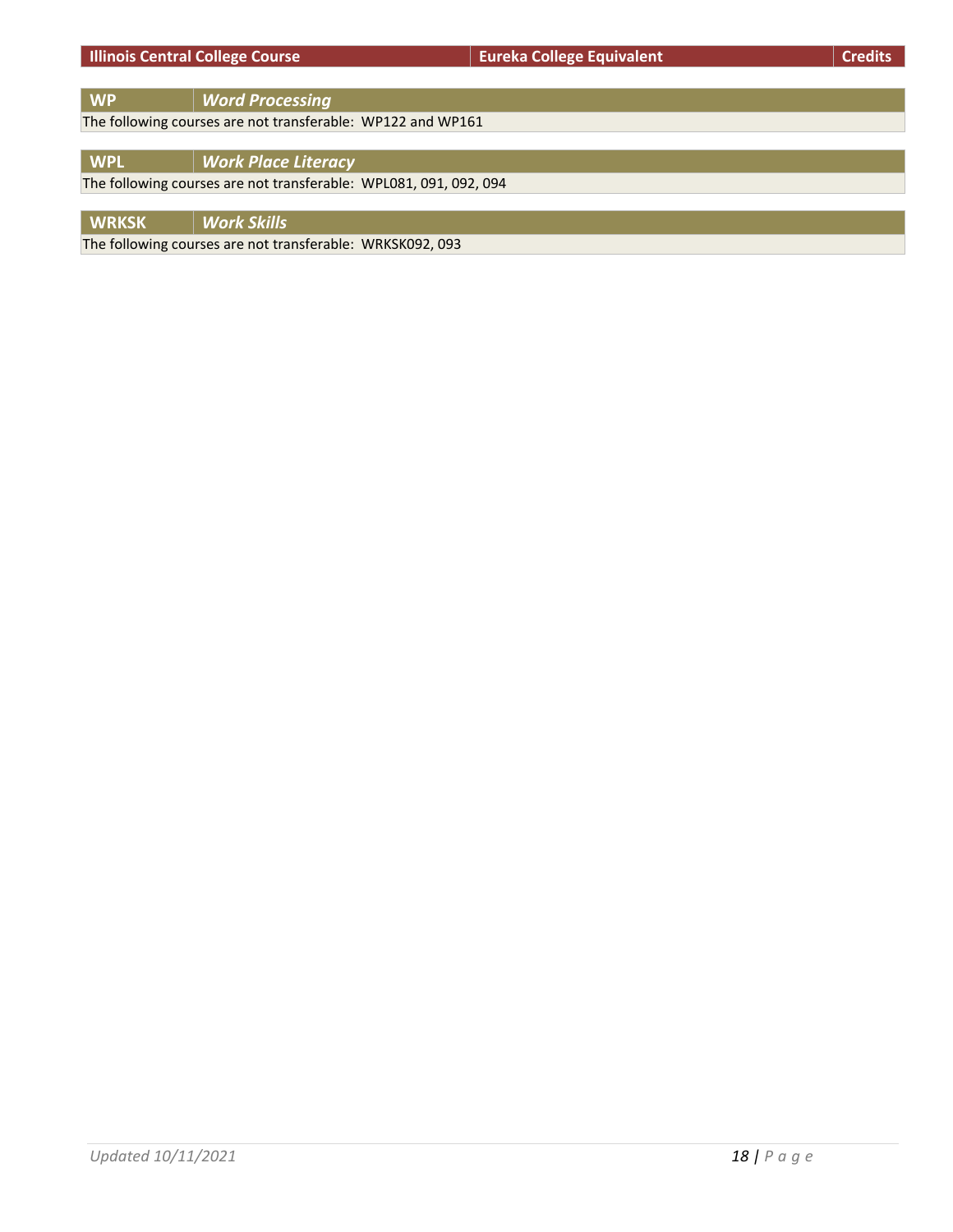| Illinois Central College Course | | Eureka College Equivalent | Credits |
| --- | --- | --- | --- |
| **WP** | ***Word Processing*** | | |
| The following courses are not transferable: WP122 and WP161 | | | |
| **WPL** | ***Work Place Literacy*** | | |
| The following courses are not transferable: WPL081, 091, 092, 094 | | | |
| **WRKSK** | ***Work Skills*** | | |
| The following courses are not transferable: WRKSK092, 093 | | | |

*Updated 10/11/2021*